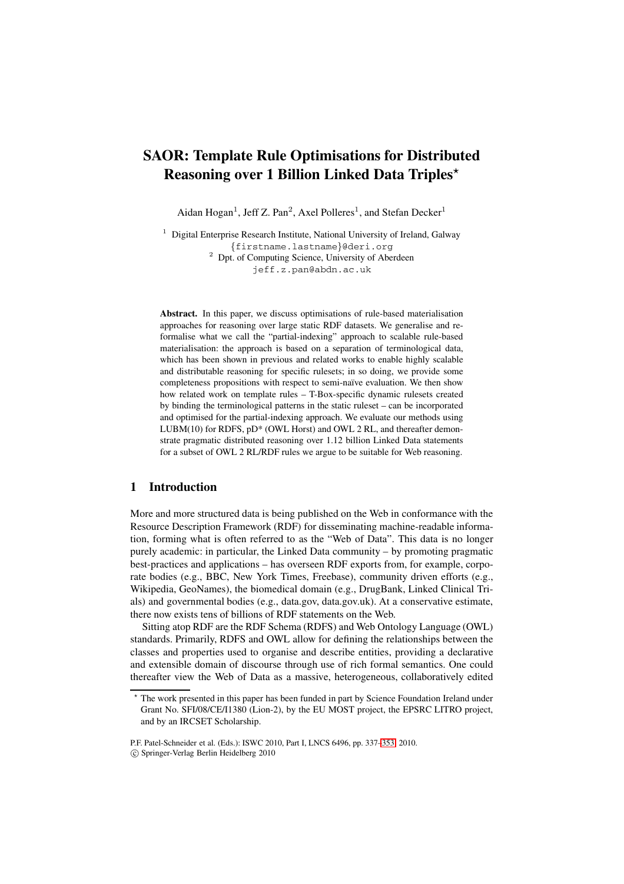# SAOR: Template Rule Optimisations for Distributed Reasoning over 1 Billion Linked Data Triples*

Aidan Hogan[1], Jeff Z. Pan[2], Axel Polleres[1], and Stefan Decker[1]

[1] Digital Enterprise Research Institute, National University of Ireland, Galway
{firstname.lastname}@deri.org

[2] Dpt. of Computing Science, University of Aberdeen
jeff.z.pan@abdn.ac.uk

**Abstract.** In this paper, we discuss optimisations of rule-based materialisation approaches for reasoning over large static RDF datasets. We generalise and re-formalise what we call the "partial-indexing" approach to scalable rule-based materialisation: the approach is based on a separation of terminological data, which has been shown in previous and related works to enable highly scalable and distributable reasoning for specific rulesets; in so doing, we provide some completeness propositions with respect to semi-naïve evaluation. We then show how related work on template rules – T-Box-specific dynamic rulesets created by binding the terminological patterns in the static ruleset – can be incorporated and optimised for the partial-indexing approach. We evaluate our methods using LUBM(10) for RDFS, pD* (OWL Horst) and OWL 2 RL, and thereafter demonstrate pragmatic distributed reasoning over 1.12 billion Linked Data statements for a subset of OWL 2 RL/RDF rules we argue to be suitable for Web reasoning.

## 1 Introduction

More and more structured data is being published on the Web in conformance with the Resource Description Framework (RDF) for disseminating machine-readable information, forming what is often referred to as the "Web of Data". This data is no longer purely academic: in particular, the Linked Data community – by promoting pragmatic best-practices and applications – has overseen RDF exports from, for example, corporate bodies (e.g., BBC, New York Times, Freebase), community driven efforts (e.g., Wikipedia, GeoNames), the biomedical domain (e.g., DrugBank, Linked Clinical Trials) and governmental bodies (e.g., data.gov, data.gov.uk). At a conservative estimate, there now exists tens of billions of RDF statements on the Web.

Sitting atop RDF are the RDF Schema (RDFS) and Web Ontology Language (OWL) standards. Primarily, RDFS and OWL allow for defining the relationships between the classes and properties used to organise and describe entities, providing a declarative and extensible domain of discourse through use of rich formal semantics. One could thereafter view the Web of Data as a massive, heterogeneous, collaboratively edited

* The work presented in this paper has been funded in part by Science Foundation Ireland under Grant No. SFI/08/CE/I1380 (Lion-2), by the EU MOST project, the EPSRC LITRO project, and by an IRCSET Scholarship.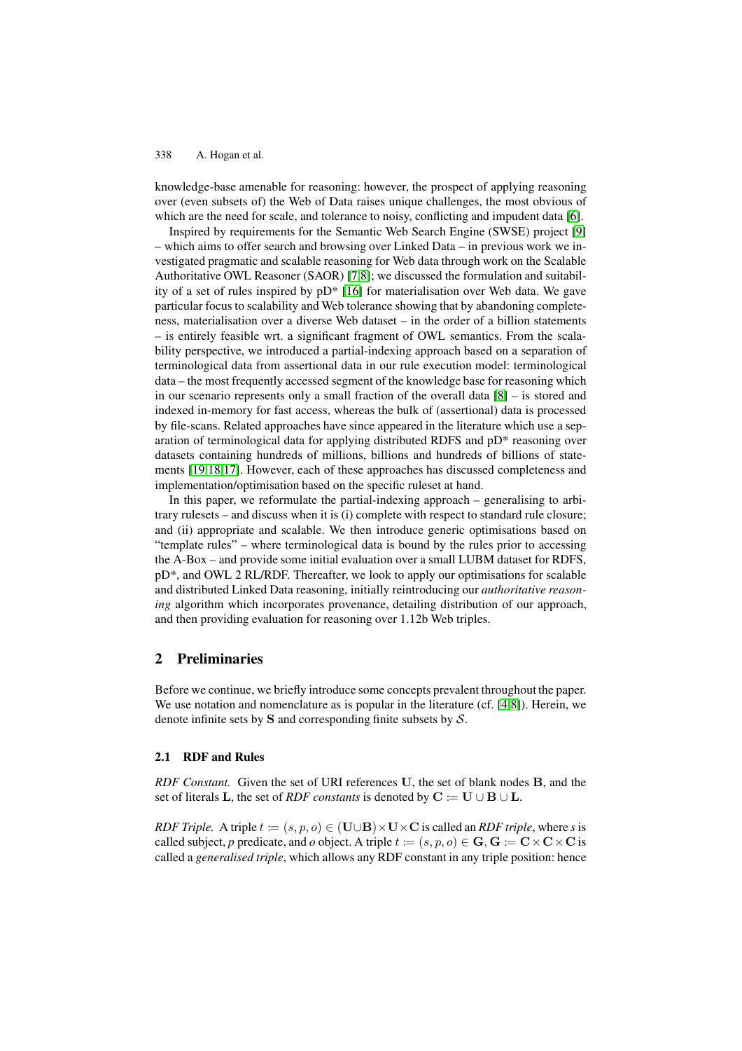knowledge-base amenable for reasoning: however, the prospect of applying reasoning over (even subsets of) the Web of Data raises unique challenges, the most obvious of which are the need for scale, and tolerance to noisy, conflicting and impudent data [6].

Inspired by requirements for the Semantic Web Search Engine (SWSE) project [9] – which aims to offer search and browsing over Linked Data – in previous work we investigated pragmatic and scalable reasoning for Web data through work on the Scalable Authoritative OWL Reasoner (SAOR) [7,8]; we discussed the formulation and suitability of a set of rules inspired by pD* [16] for materialisation over Web data. We gave particular focus to scalability and Web tolerance showing that by abandoning completeness, materialisation over a diverse Web dataset – in the order of a billion statements – is entirely feasible wrt. a significant fragment of OWL semantics. From the scalability perspective, we introduced a partial-indexing approach based on a separation of terminological data from assertional data in our rule execution model: terminological data – the most frequently accessed segment of the knowledge base for reasoning which in our scenario represents only a small fraction of the overall data [8] – is stored and indexed in-memory for fast access, whereas the bulk of (assertional) data is processed by file-scans. Related approaches have since appeared in the literature which use a separation of terminological data for applying distributed RDFS and pD* reasoning over datasets containing hundreds of millions, billions and hundreds of billions of statements [19,18,17]. However, each of these approaches has discussed completeness and implementation/optimisation based on the specific ruleset at hand.

In this paper, we reformulate the partial-indexing approach – generalising to arbitrary rulesets – and discuss when it is (i) complete with respect to standard rule closure; and (ii) appropriate and scalable. We then introduce generic optimisations based on "template rules" – where terminological data is bound by the rules prior to accessing the A-Box – and provide some initial evaluation over a small LUBM dataset for RDFS, pD*, and OWL 2 RL/RDF. Thereafter, we look to apply our optimisations for scalable and distributed Linked Data reasoning, initially reintroducing our *authoritative reasoning* algorithm which incorporates provenance, detailing distribution of our approach, and then providing evaluation for reasoning over 1.12b Web triples.

## 2 Preliminaries

Before we continue, we briefly introduce some concepts prevalent throughout the paper. We use notation and nomenclature as is popular in the literature (cf. [4,8]). Herein, we denote infinite sets by $\mathbf{S}$ and corresponding finite subsets by $\mathcal{S}$.

### 2.1 RDF and Rules

*RDF Constant.* Given the set of URI references $\mathbf{U}$, the set of blank nodes $\mathbf{B}$, and the set of literals $\mathbf{L}$, the set of *RDF constants* is denoted by $\mathbf{C} := \mathbf{U} \cup \mathbf{B} \cup \mathbf{L}$.

*RDF Triple.* A triple $t := (s, p, o) \in (\mathbf{U} \cup \mathbf{B}) \times \mathbf{U} \times \mathbf{C}$ is called an *RDF triple*, where *s* is called subject, *p* predicate, and *o* object. A triple $t := (s, p, o) \in \mathbf{G}, \mathbf{G} := \mathbf{C} \times \mathbf{C} \times \mathbf{C}$ is called a *generalised triple*, which allows any RDF constant in any triple position: hence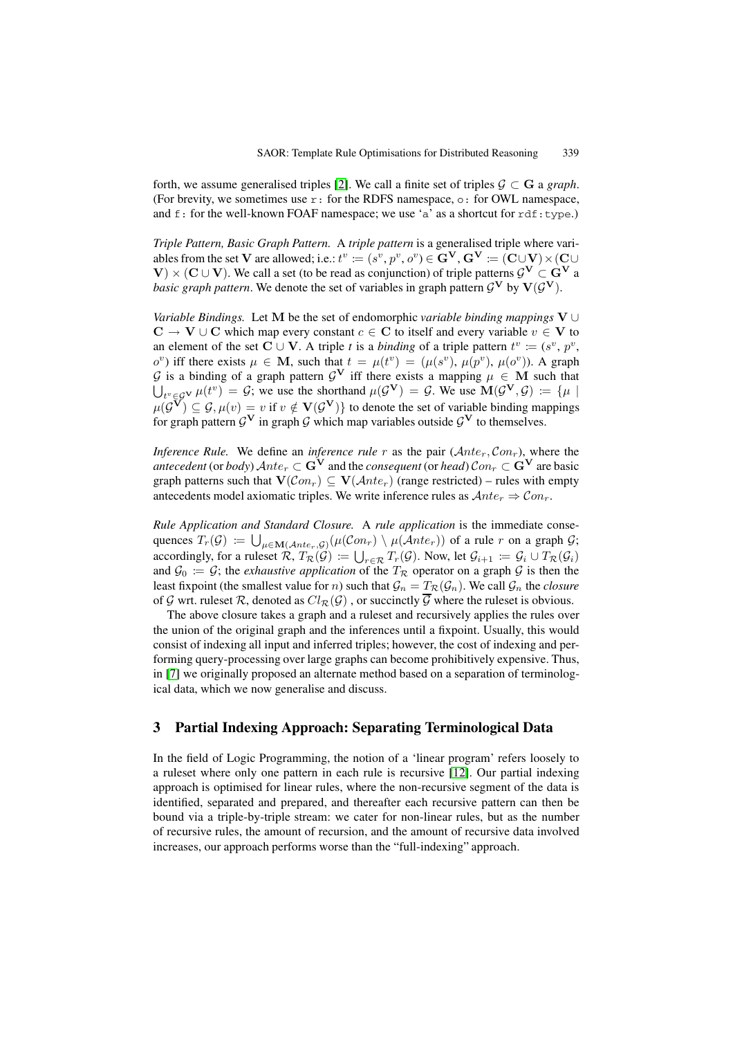forth, we assume generalised triples [2]. We call a finite set of triples $\mathcal{G} \subset \mathbf{G}$ a *graph*. (For brevity, we sometimes use `r:` for the RDFS namespace, `o:` for OWL namespace, and `f:` for the well-known FOAF namespace; we use 'a' as a shortcut for `rdf:type`.)

*Triple Pattern, Basic Graph Pattern.* A *triple pattern* is a generalised triple where variables from the set $\mathbf{V}$ are allowed; i.e.: $t^v := (s^v, p^v, o^v) \in \mathbf{G^V}, \mathbf{G^V} := (\mathbf{C} \cup \mathbf{V}) \times (\mathbf{C} \cup \mathbf{V}) \times (\mathbf{C} \cup \mathbf{V})$. We call a set (to be read as conjunction) of triple patterns $\mathcal{G}^\mathbf{V} \subset \mathbf{G^V}$ a *basic graph pattern*. We denote the set of variables in graph pattern $\mathcal{G}^\mathbf{V}$ by $\mathbf{V}(\mathcal{G}^\mathbf{V})$.

*Variable Bindings.* Let $\mathbf{M}$ be the set of endomorphic *variable binding mappings* $\mathbf{V} \cup \mathbf{C} \rightarrow \mathbf{V} \cup \mathbf{C}$ which map every constant $c \in \mathbf{C}$ to itself and every variable $v \in \mathbf{V}$ to an element of the set $\mathbf{C} \cup \mathbf{V}$. A triple $t$ is a *binding* of a triple pattern $t^v := (s^v, p^v, o^v)$ iff there exists $\mu \in \mathbf{M}$, such that $t = \mu(t^v) = (\mu(s^v), \mu(p^v), \mu(o^v))$. A graph $\mathcal{G}$ is a binding of a graph pattern $\mathcal{G}^\mathbf{V}$ iff there exists a mapping $\mu \in \mathbf{M}$ such that $\bigcup_{t^v \in \mathcal{G}^\mathbf{V}} \mu(t^v) = \mathcal{G}$; we use the shorthand $\mu(\mathcal{G}^\mathbf{V}) = \mathcal{G}$. We use $\mathbf{M}(\mathcal{G}^\mathbf{V}, \mathcal{G}) := \{\mu \mid \mu(\mathcal{G}^\mathbf{V}) \subseteq \mathcal{G}, \mu(v) = v \text{ if } v \notin \mathbf{V}(\mathcal{G}^\mathbf{V})\}$ to denote the set of variable binding mappings for graph pattern $\mathcal{G}^\mathbf{V}$ in graph $\mathcal{G}$ which map variables outside $\mathcal{G}^\mathbf{V}$ to themselves.

*Inference Rule.* We define an *inference rule* $r$ as the pair $(\mathcal{A}nte_r, \mathcal{C}on_r)$, where the *antecedent* (or *body*) $\mathcal{A}nte_r \subset \mathbf{G^V}$ and the *consequent* (or *head*) $\mathcal{C}on_r \subset \mathbf{G^V}$ are basic graph patterns such that $\mathbf{V}(\mathcal{C}on_r) \subseteq \mathbf{V}(\mathcal{A}nte_r)$ (range restricted) – rules with empty antecedents model axiomatic triples. We write inference rules as $\mathcal{A}nte_r \Rightarrow \mathcal{C}on_r$.

*Rule Application and Standard Closure.* A *rule application* is the immediate consequences $T_r(\mathcal{G}) := \bigcup_{\mu \in \mathbf{M}(\mathcal{A}nte_r, \mathcal{G})} (\mu(\mathcal{C}on_r) \setminus \mu(\mathcal{A}nte_r))$ of a rule $r$ on a graph $\mathcal{G}$; accordingly, for a ruleset $\mathcal{R}$, $T_\mathcal{R}(\mathcal{G}) := \bigcup_{r \in \mathcal{R}} T_r(\mathcal{G})$. Now, let $\mathcal{G}_{i+1} := \mathcal{G}_i \cup T_\mathcal{R}(\mathcal{G}_i)$ and $\mathcal{G}_0 := \mathcal{G}$; the *exhaustive application* of the $T_\mathcal{R}$ operator on a graph $\mathcal{G}$ is then the least fixpoint (the smallest value for $n$) such that $\mathcal{G}_n = T_\mathcal{R}(\mathcal{G}_n)$. We call $\mathcal{G}_n$ the *closure* of $\mathcal{G}$ wrt. ruleset $\mathcal{R}$, denoted as $Cl_\mathcal{R}(\mathcal{G})$ , or succinctly $\overline{\mathcal{G}}$ where the ruleset is obvious.

The above closure takes a graph and a ruleset and recursively applies the rules over the union of the original graph and the inferences until a fixpoint. Usually, this would consist of indexing all input and inferred triples; however, the cost of indexing and performing query-processing over large graphs can become prohibitively expensive. Thus, in [7] we originally proposed an alternate method based on a separation of terminological data, which we now generalise and discuss.

## 3 Partial Indexing Approach: Separating Terminological Data

In the field of Logic Programming, the notion of a 'linear program' refers loosely to a ruleset where only one pattern in each rule is recursive [12]. Our partial indexing approach is optimised for linear rules, where the non-recursive segment of the data is identified, separated and prepared, and thereafter each recursive pattern can then be bound via a triple-by-triple stream: we cater for non-linear rules, but as the number of recursive rules, the amount of recursion, and the amount of recursive data involved increases, our approach performs worse than the "full-indexing" approach.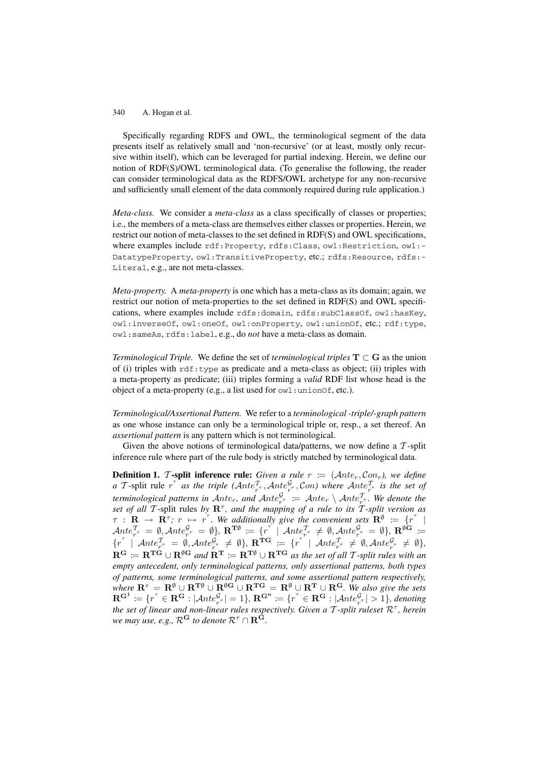Specifically regarding RDFS and OWL, the terminological segment of the data presents itself as relatively small and 'non-recursive' (or at least, mostly only recursive within itself), which can be leveraged for partial indexing. Herein, we define our notion of RDF(S)/OWL terminological data. (To generalise the following, the reader can consider terminological data as the RDFS/OWL archetype for any non-recursive and sufficiently small element of the data commonly required during rule application.)

*Meta-class.* We consider a *meta-class* as a class specifically of classes or properties; i.e., the members of a meta-class are themselves either classes or properties. Herein, we restrict our notion of meta-classes to the set defined in RDF(S) and OWL specifications, where examples include `rdf:Property`, `rdfs:Class`, `owl:Restriction`, `owl:DatatypeProperty`, `owl:TransitiveProperty`, etc.; `rdfs:Resource`, `rdfs:Literal`, e.g., are not meta-classes.

*Meta-property.* A *meta-property* is one which has a meta-class as its domain; again, we restrict our notion of meta-properties to the set defined in RDF(S) and OWL specifications, where examples include `rdfs:domain`, `rdfs:subClassOf`, `owl:hasKey`, `owl:inverseOf`, `owl:oneOf`, `owl:onProperty`, `owl:unionOf`, etc.; `rdf:type`, `owl:sameAs`, `rdfs:label`, e.g., do *not* have a meta-class as domain.

*Terminological Triple.* We define the set of *terminological triples* $\mathbf{T} \subset \mathbf{G}$ as the union of (i) triples with `rdf:type` as predicate and a meta-class as object; (ii) triples with a meta-property as predicate; (iii) triples forming a *valid* RDF list whose head is the object of a meta-property (e.g., a list used for `owl:unionOf`, etc.).

*Terminological/Assertional Pattern.* We refer to a *terminological -triple/-graph pattern* as one whose instance can only be a terminological triple or, resp., a set thereof. An *assertional pattern* is any pattern which is not terminological.

Given the above notions of terminological data/patterns, we now define a $\mathcal{T}$-split inference rule where part of the rule body is strictly matched by terminological data.

**Definition 1. $\mathcal{T}$-split inference rule:** *Given a rule $r := (\mathcal{A}nte_r, \mathcal{C}on_r)$, we define a $\mathcal{T}$-split rule $r^\tau$ as the triple $(\mathcal{A}nte^{\mathcal{T}}_{r^\tau}, \mathcal{A}nte^{\mathcal{G}}_{r^\tau}, \mathcal{C}on)$ where $\mathcal{A}nte^{\mathcal{T}}_{r^\tau}$ is the set of terminological patterns in $\mathcal{A}nte_r$, and $\mathcal{A}nte^{\mathcal{G}}_{r^\tau} := \mathcal{A}nte_r \setminus \mathcal{A}nte^{\mathcal{T}}_{r^\tau}$. We denote the set of all $\mathcal{T}$-split rules by $\mathbf{R}^\tau$, and the mapping of a rule to its $\mathcal{T}$-split version as $\tau : \mathbf{R} \rightarrow \mathbf{R}^\tau;\ r \mapsto r^\tau$. We additionally give the convenient sets $\mathbf{R}^\emptyset := \{r^\tau \mid \mathcal{A}nte^{\mathcal{T}}_{r^\tau} = \emptyset, \mathcal{A}nte^{\mathcal{G}}_{r^\tau} = \emptyset\}$, $\mathbf{R}^{\mathbf{T}\emptyset} := \{r^\tau \mid \mathcal{A}nte^{\mathcal{T}}_{r^\tau} \neq \emptyset, \mathcal{A}nte^{\mathcal{G}}_{r^\tau} = \emptyset\}$, $\mathbf{R}^{\emptyset\mathbf{G}} := \{r^\tau \mid \mathcal{A}nte^{\mathcal{T}}_{r^\tau} = \emptyset, \mathcal{A}nte^{\mathcal{G}}_{r^\tau} \neq \emptyset\}$, $\mathbf{R}^{\mathbf{TG}} := \{r^\tau \mid \mathcal{A}nte^{\mathcal{T}}_{r^\tau} \neq \emptyset, \mathcal{A}nte^{\mathcal{G}}_{r^\tau} \neq \emptyset\}$, $\mathbf{R}^{\mathbf{G}} := \mathbf{R}^{\mathbf{TG}} \cup \mathbf{R}^{\emptyset\mathbf{G}}$ and $\mathbf{R}^{\mathbf{T}} := \mathbf{R}^{\mathbf{T}\emptyset} \cup \mathbf{R}^{\mathbf{TG}}$ as the set of all $\mathcal{T}$-split rules with an empty antecedent, only terminological patterns, only assertional patterns, both types of patterns, some terminological patterns, and some assertional pattern respectively, where $\mathbf{R}^\tau = \mathbf{R}^\emptyset \cup \mathbf{R}^{\mathbf{T}\emptyset} \cup \mathbf{R}^{\emptyset\mathbf{G}} \cup \mathbf{R}^{\mathbf{TG}} = \mathbf{R}^\emptyset \cup \mathbf{R}^{\mathbf{T}} \cup \mathbf{R}^{\mathbf{G}}$. We also give the sets $\mathbf{R}^{\mathbf{G^1}} := \{r^\tau \in \mathbf{R}^{\mathbf{G}} : |\mathcal{A}nte^{\mathcal{G}}_{r^\tau}| = 1\}$, $\mathbf{R}^{\mathbf{G^n}} := \{r^\tau \in \mathbf{R}^{\mathbf{G}} : |\mathcal{A}nte^{\mathcal{G}}_{r^\tau}| > 1\}$, denoting the set of linear and non-linear rules respectively. Given a $\mathcal{T}$-split ruleset $\mathcal{R}^\tau$, herein we may use, e.g., $\mathcal{R}^{\mathbf{G}}$ to denote $\mathcal{R}^\tau \cap \mathbf{R}^{\mathbf{G}}$.*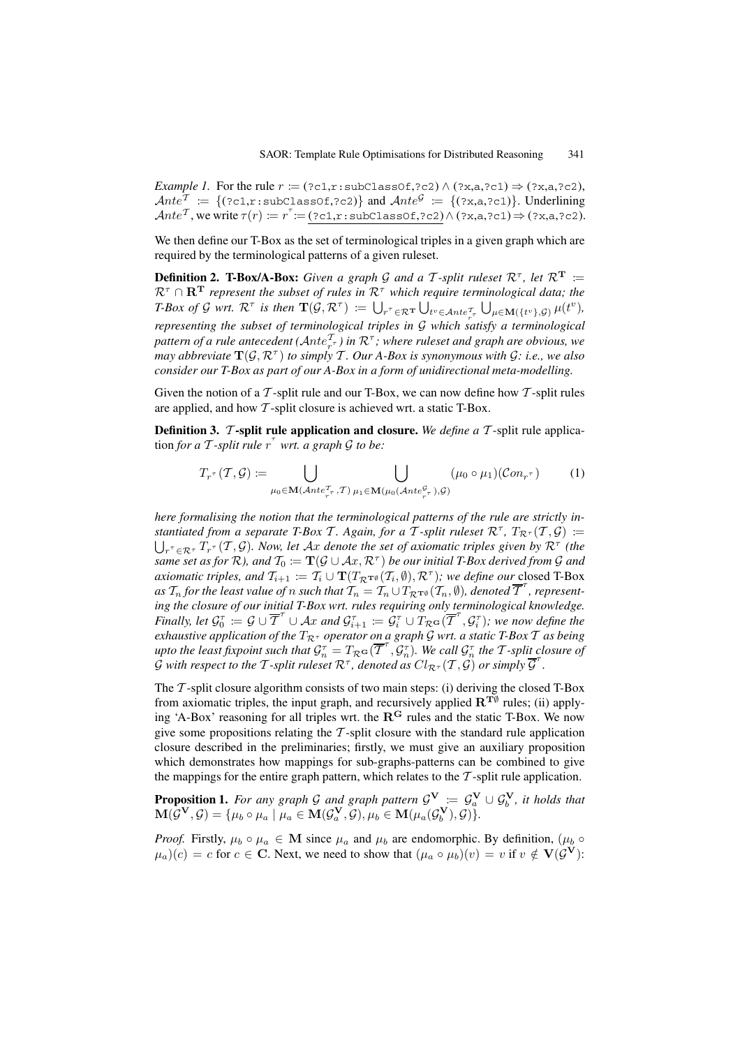*Example 1.* For the rule $r :=$ `(?c1,r:subClassOf,?c2)` $\wedge$ `(?x,a,?c1)` $\Rightarrow$ `(?x,a,?c2)`, $\mathcal{A}nte^{\mathcal{T}} := \{$`(?c1,r:subClassOf,?c2)`$\}$ and $\mathcal{A}nte^{\mathcal{G}} := \{$`(?x,a,?c1)`$\}$. Underlining $\mathcal{A}nte^{\mathcal{T}}$, we write $\tau(r) := r^{\tau} :=$ $\underline{\texttt{(?c1,r:subClassOf,?c2)}}$ $\wedge$ `(?x,a,?c1)` $\Rightarrow$ `(?x,a,?c2)`.

We then define our T-Box as the set of terminological triples in a given graph which are required by the terminological patterns of a given ruleset.

**Definition 2. T-Box/A-Box:** *Given a graph $\mathcal{G}$ and a $\mathcal{T}$-split ruleset $\mathcal{R}^{\tau}$, let $\mathcal{R}^{\mathbf{T}} := \mathcal{R}^{\tau} \cap \mathbf{R}^{\mathbf{T}}$ represent the subset of rules in $\mathcal{R}^{\tau}$ which require terminological data; the T-Box of $\mathcal{G}$ wrt. $\mathcal{R}^{\tau}$ is then $\mathbf{T}(\mathcal{G}, \mathcal{R}^{\tau}) := \bigcup_{r^{\tau} \in \mathcal{R}^{\mathbf{T}}} \bigcup_{t^{v} \in \mathcal{A}nte^{\mathcal{T}}_{r^{\tau}}} \bigcup_{\mu \in \mathbf{M}(\{t^{v}\}, \mathcal{G})} \mu(t^{v})$, representing the subset of terminological triples in $\mathcal{G}$ which satisfy a terminological pattern of a rule antecedent ($\mathcal{A}nte^{\mathcal{T}}_{r^{\tau}}$) in $\mathcal{R}^{\tau}$; where ruleset and graph are obvious, we may abbreviate $\mathbf{T}(\mathcal{G}, \mathcal{R}^{\tau})$ to simply $\mathcal{T}$. Our A-Box is synonymous with $\mathcal{G}$: i.e., we also consider our T-Box as part of our A-Box in a form of unidirectional meta-modelling.*

Given the notion of a $\mathcal{T}$-split rule and our T-Box, we can now define how $\mathcal{T}$-split rules are applied, and how $\mathcal{T}$-split closure is achieved wrt. a static T-Box.

**Definition 3. $\mathcal{T}$-split rule application and closure.** *We define a* $\mathcal{T}$-split rule application *for a $\mathcal{T}$-split rule $r^{\tau}$ wrt. a graph $\mathcal{G}$ to be:*

$$T_{r^{\tau}}(\mathcal{T}, \mathcal{G}) := \bigcup_{\mu_0 \in \mathbf{M}(\mathcal{A}nte^{\mathcal{T}}_{r^{\tau}}, \mathcal{T})} \bigcup_{\mu_1 \in \mathbf{M}(\mu_0(\mathcal{A}nte^{\mathcal{G}}_{r^{\tau}}), \mathcal{G})} (\mu_0 \circ \mu_1)(\mathcal{C}on_{r^{\tau}}) \qquad (1)$$

*here formalising the notion that the terminological patterns of the rule are strictly instantiated from a separate T-Box $\mathcal{T}$. Again, for a $\mathcal{T}$-split ruleset $\mathcal{R}^{\tau}$, $T_{\mathcal{R}^{\tau}}(\mathcal{T}, \mathcal{G}) := \bigcup_{r^{\tau} \in \mathcal{R}^{\tau}} T_{r^{\tau}}(\mathcal{T}, \mathcal{G})$. Now, let $\mathcal{A}x$ denote the set of axiomatic triples given by $\mathcal{R}^{\tau}$ (the same set as for $\mathcal{R}$), and $\mathcal{T}_0 := \mathbf{T}(\mathcal{G} \cup \mathcal{A}x, \mathcal{R}^{\tau})$ be our initial T-Box derived from $\mathcal{G}$ and axiomatic triples, and $\mathcal{T}_{i+1} := \mathcal{T}_i \cup \mathbf{T}(T_{\mathcal{R}^{\mathbf{T}\emptyset}}(\mathcal{T}_i, \emptyset), \mathcal{R}^{\tau})$; we define our* closed T-Box *as $\mathcal{T}_n$ for the least value of $n$ such that $\mathcal{T}_n = \mathcal{T}_n \cup T_{\mathcal{R}^{\mathbf{T}\emptyset}}(\mathcal{T}_n, \emptyset)$, denoted $\overline{\mathcal{T}}^{\tau}$, representing the closure of our initial T-Box wrt. rules requiring only terminological knowledge. Finally, let $\mathcal{G}^{\tau}_0 := \mathcal{G} \cup \overline{\mathcal{T}}^{\tau} \cup \mathcal{A}x$ and $\mathcal{G}^{\tau}_{i+1} := \mathcal{G}^{\tau}_i \cup T_{\mathcal{R}^{\mathbf{G}}}(\overline{\mathcal{T}}^{\tau}, \mathcal{G}^{\tau}_i)$; we now define the exhaustive application of the $T_{\mathcal{R}^{\tau}}$ operator on a graph $\mathcal{G}$ wrt. a static T-Box $\mathcal{T}$ as being upto the least fixpoint such that $\mathcal{G}^{\tau}_n = T_{\mathcal{R}^{\mathbf{G}}}(\overline{\mathcal{T}}^{\tau}, \mathcal{G}^{\tau}_n)$. We call $\mathcal{G}^{\tau}_n$ the $\mathcal{T}$-split closure of $\mathcal{G}$ with respect to the $\mathcal{T}$-split ruleset $\mathcal{R}^{\tau}$, denoted as $Cl_{\mathcal{R}^{\tau}}(\mathcal{T}, \mathcal{G})$ or simply $\overline{\mathcal{G}}^{\tau}$.*

The $\mathcal{T}$-split closure algorithm consists of two main steps: (i) deriving the closed T-Box from axiomatic triples, the input graph, and recursively applied $\mathbf{R}^{\mathbf{T}\emptyset}$ rules; (ii) applying 'A-Box' reasoning for all triples wrt. the $\mathbf{R}^{\mathbf{G}}$ rules and the static T-Box. We now give some propositions relating the $\mathcal{T}$-split closure with the standard rule application closure described in the preliminaries; firstly, we must give an auxiliary proposition which demonstrates how mappings for sub-graphs-patterns can be combined to give the mappings for the entire graph pattern, which relates to the $\mathcal{T}$-split rule application.

**Proposition 1.** *For any graph $\mathcal{G}$ and graph pattern $\mathcal{G}^{\mathbf{V}} := \mathcal{G}^{\mathbf{V}}_a \cup \mathcal{G}^{\mathbf{V}}_b$, it holds that $\mathbf{M}(\mathcal{G}^{\mathbf{V}}, \mathcal{G}) = \{\mu_b \circ \mu_a \mid \mu_a \in \mathbf{M}(\mathcal{G}^{\mathbf{V}}_a, \mathcal{G}), \mu_b \in \mathbf{M}(\mu_a(\mathcal{G}^{\mathbf{V}}_b), \mathcal{G})\}$.*

*Proof.* Firstly, $\mu_b \circ \mu_a \in \mathbf{M}$ since $\mu_a$ and $\mu_b$ are endomorphic. By definition, $(\mu_b \circ \mu_a)(c) = c$ for $c \in \mathbf{C}$. Next, we need to show that $(\mu_a \circ \mu_b)(v) = v$ if $v \notin \mathbf{V}(\mathcal{G}^{\mathbf{V}})$: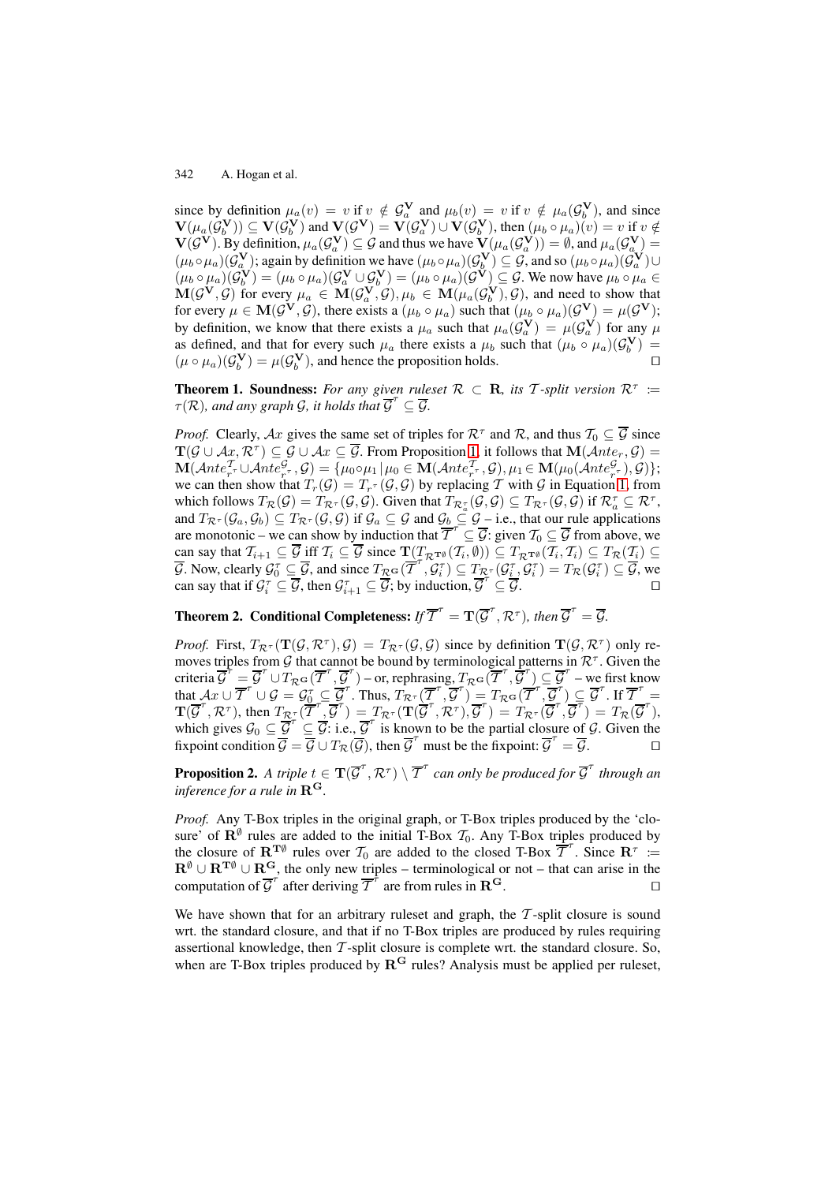since by definition $\mu_a(v) = v$ if $v \notin \mathcal{G}_a^{\mathbf{V}}$ and $\mu_b(v) = v$ if $v \notin \mu_a(\mathcal{G}_b^{\mathbf{V}})$, and since $\mathbf{V}(\mu_a(\mathcal{G}_b^{\mathbf{V}})) \subseteq \mathbf{V}(\mathcal{G}_b^{\mathbf{V}})$ and $\mathbf{V}(\mathcal{G}^{\mathbf{V}}) = \mathbf{V}(\mathcal{G}_a^{\mathbf{V}}) \cup \mathbf{V}(\mathcal{G}_b^{\mathbf{V}})$, then $(\mu_b \circ \mu_a)(v) = v$ if $v \notin \mathbf{V}(\mathcal{G}^{\mathbf{V}})$. By definition, $\mu_a(\mathcal{G}_a^{\mathbf{V}}) \subseteq \mathcal{G}$ and thus we have $\mathbf{V}(\mu_a(\mathcal{G}_a^{\mathbf{V}})) = \emptyset$, and $\mu_a(\mathcal{G}_a^{\mathbf{V}}) = (\mu_b \circ \mu_a)(\mathcal{G}_a^{\mathbf{V}})$; again by definition we have $(\mu_b \circ \mu_a)(\mathcal{G}_b^{\mathbf{V}}) \subseteq \mathcal{G}$, and so $(\mu_b \circ \mu_a)(\mathcal{G}_a^{\mathbf{V}}) \cup (\mu_b \circ \mu_a)(\mathcal{G}_b^{\mathbf{V}}) = (\mu_b \circ \mu_a)(\mathcal{G}_a^{\mathbf{V}} \cup \mathcal{G}_b^{\mathbf{V}}) = (\mu_b \circ \mu_a)(\mathcal{G}^{\mathbf{V}}) \subseteq \mathcal{G}$. We now have $\mu_b \circ \mu_a \in \mathbf{M}(\mathcal{G}^{\mathbf{V}}, \mathcal{G})$ for every $\mu_a \in \mathbf{M}(\mathcal{G}_a^{\mathbf{V}}, \mathcal{G}), \mu_b \in \mathbf{M}(\mu_a(\mathcal{G}_b^{\mathbf{V}}), \mathcal{G})$, and need to show that for every $\mu \in \mathbf{M}(\mathcal{G}^{\mathbf{V}}, \mathcal{G})$, there exists a $(\mu_b \circ \mu_a)$ such that $(\mu_b \circ \mu_a)(\mathcal{G}^{\mathbf{V}}) = \mu(\mathcal{G}^{\mathbf{V}})$; by definition, we know that there exists a $\mu_a$ such that $\mu_a(\mathcal{G}_a^{\mathbf{V}}) = \mu(\mathcal{G}_a^{\mathbf{V}})$ for any $\mu$ as defined, and that for every such $\mu_a$ there exists a $\mu_b$ such that $(\mu_b \circ \mu_a)(\mathcal{G}_b^{\mathbf{V}}) = (\mu \circ \mu_a)(\mathcal{G}_b^{\mathbf{V}}) = \mu(\mathcal{G}_b^{\mathbf{V}})$, and hence the proposition holds. □

**Theorem 1. Soundness:** *For any given ruleset $\mathcal{R} \subset \mathbf{R}$, its $\mathcal{T}$-split version $\mathcal{R}^\tau := \tau(\mathcal{R})$, and any graph $\mathcal{G}$, it holds that $\overline{\mathcal{G}}^\tau \subseteq \overline{\mathcal{G}}$.*

*Proof.* Clearly, $\mathcal{A}x$ gives the same set of triples for $\mathcal{R}^\tau$ and $\mathcal{R}$, and thus $\mathcal{T}_0 \subseteq \overline{\mathcal{G}}$ since $\mathbf{T}(\mathcal{G} \cup \mathcal{A}x, \mathcal{R}^\tau) \subseteq \mathcal{G} \cup \mathcal{A}x \subseteq \overline{\mathcal{G}}$. From Proposition 1, it follows that $\mathbf{M}(\mathcal{A}nte_r, \mathcal{G}) = \mathbf{M}(\mathcal{A}nte_{r^\tau}^{\mathcal{T}} \cup \mathcal{A}nte_{r^\tau}^{\mathcal{G}}, \mathcal{G}) = \{\mu_0 \circ \mu_1 \,|\, \mu_0 \in \mathbf{M}(\mathcal{A}nte_{r^\tau}^{\mathcal{T}}, \mathcal{G}), \mu_1 \in \mathbf{M}(\mu_0(\mathcal{A}nte_{r^\tau}^{\mathcal{G}}), \mathcal{G})\}$; we can then show that $T_r(\mathcal{G}) = T_{r^\tau}(\mathcal{G}, \mathcal{G})$ by replacing $\mathcal{T}$ with $\mathcal{G}$ in Equation 1, from which follows $T_{\mathcal{R}}(\mathcal{G}) = T_{\mathcal{R}^\tau}(\mathcal{G}, \mathcal{G})$. Given that $T_{\mathcal{R}_a^\tau}(\mathcal{G}, \mathcal{G}) \subseteq T_{\mathcal{R}^\tau}(\mathcal{G}, \mathcal{G})$ if $\mathcal{R}_a^\tau \subseteq \mathcal{R}^\tau$, and $T_{\mathcal{R}^\tau}(\mathcal{G}_a, \mathcal{G}_b) \subseteq T_{\mathcal{R}^\tau}(\mathcal{G}, \mathcal{G})$ if $\mathcal{G}_a \subseteq \mathcal{G}$ and $\mathcal{G}_b \subseteq \mathcal{G}$ – i.e., that our rule applications are monotonic – we can show by induction that $\overline{\mathcal{T}}^\tau \subseteq \overline{\mathcal{G}}$: given $\mathcal{T}_0 \subseteq \overline{\mathcal{G}}$ from above, we can say that $\mathcal{T}_{i+1} \subseteq \overline{\mathcal{G}}$ iff $\mathcal{T}_i \subseteq \overline{\mathcal{G}}$ since $\mathbf{T}(T_{\mathcal{R}^{\mathbf{T}\emptyset}}(\mathcal{T}_i, \emptyset)) \subseteq T_{\mathcal{R}^{\mathbf{T}\emptyset}}(\mathcal{T}_i, \mathcal{T}_i) \subseteq T_{\mathcal{R}}(\mathcal{T}_i) \subseteq \overline{\mathcal{G}}$. Now, clearly $\mathcal{G}_0^\tau \subseteq \overline{\mathcal{G}}$, and since $T_{\mathcal{R}^{\mathbf{G}}}(\overline{\mathcal{T}}^\tau, \mathcal{G}_i^\tau) \subseteq T_{\mathcal{R}^\tau}(\mathcal{G}_i^\tau, \mathcal{G}_i^\tau) = T_{\mathcal{R}}(\mathcal{G}_i^\tau) \subseteq \overline{\mathcal{G}}$, we can say that if $\mathcal{G}_i^\tau \subseteq \overline{\mathcal{G}}$, then $\mathcal{G}_{i+1}^\tau \subseteq \overline{\mathcal{G}}$; by induction, $\overline{\mathcal{G}}^\tau \subseteq \overline{\mathcal{G}}$. □

**Theorem 2. Conditional Completeness:** *If $\overline{\mathcal{T}}^\tau = \mathbf{T}(\overline{\mathcal{G}}^\tau, \mathcal{R}^\tau)$, then $\overline{\mathcal{G}}^\tau = \overline{\mathcal{G}}$.*

*Proof.* First, $T_{\mathcal{R}^\tau}(\mathbf{T}(\mathcal{G}, \mathcal{R}^\tau), \mathcal{G}) = T_{\mathcal{R}^\tau}(\mathcal{G}, \mathcal{G})$ since by definition $\mathbf{T}(\mathcal{G}, \mathcal{R}^\tau)$ only removes triples from $\mathcal{G}$ that cannot be bound by terminological patterns in $\mathcal{R}^\tau$. Given the criteria $\overline{\mathcal{G}}^\tau = \overline{\mathcal{G}}^\tau \cup T_{\mathcal{R}^{\mathbf{G}}}(\overline{\mathcal{T}}^\tau, \overline{\mathcal{G}}^\tau)$ – or, rephrasing, $T_{\mathcal{R}^{\mathbf{G}}}(\overline{\mathcal{T}}^\tau, \overline{\mathcal{G}}^\tau) \subseteq \overline{\mathcal{G}}^\tau$ – we first know that $\mathcal{A}x \cup \overline{\mathcal{T}}^\tau \cup \mathcal{G} = \mathcal{G}_0^\tau \subseteq \overline{\mathcal{G}}^\tau$. Thus, $T_{\mathcal{R}^\tau}(\overline{\mathcal{T}}^\tau, \overline{\mathcal{G}}^\tau) = T_{\mathcal{R}^{\mathbf{G}}}(\overline{\mathcal{T}}^\tau, \overline{\mathcal{G}}^\tau) \subseteq \overline{\mathcal{G}}^\tau$. If $\overline{\mathcal{T}}^\tau = \mathbf{T}(\overline{\mathcal{G}}^\tau, \mathcal{R}^\tau)$, then $T_{\mathcal{R}^\tau}(\overline{\mathcal{T}}^\tau, \overline{\mathcal{G}}^\tau) = T_{\mathcal{R}^\tau}(\mathbf{T}(\overline{\mathcal{G}}^\tau, \mathcal{R}^\tau), \overline{\mathcal{G}}^\tau) = T_{\mathcal{R}^\tau}(\overline{\mathcal{G}}^\tau, \overline{\mathcal{G}}^\tau) = T_{\mathcal{R}}(\overline{\mathcal{G}}^\tau)$, which gives $\mathcal{G}_0 \subseteq \overline{\mathcal{G}}^\tau \subseteq \overline{\mathcal{G}}$: i.e., $\overline{\mathcal{G}}^\tau$ is known to be the partial closure of $\mathcal{G}$. Given the fixpoint condition $\overline{\mathcal{G}} = \overline{\mathcal{G}} \cup T_{\mathcal{R}}(\overline{\mathcal{G}})$, then $\overline{\mathcal{G}}^\tau$ must be the fixpoint: $\overline{\mathcal{G}}^\tau = \overline{\mathcal{G}}$. □

**Proposition 2.** *A triple $t \in \mathbf{T}(\overline{\mathcal{G}}^\tau, \mathcal{R}^\tau) \setminus \overline{\mathcal{T}}^\tau$ can only be produced for $\overline{\mathcal{G}}^\tau$ through an inference for a rule in $\mathbf{R}^{\mathbf{G}}$.*

*Proof.* Any T-Box triples in the original graph, or T-Box triples produced by the 'closure' of $\mathbf{R}^\emptyset$ rules are added to the initial T-Box $\mathcal{T}_0$. Any T-Box triples produced by the closure of $\mathbf{R}^{\mathbf{T}\emptyset}$ rules over $\mathcal{T}_0$ are added to the closed T-Box $\overline{\mathcal{T}}^\tau$. Since $\mathbf{R}^\tau := \mathbf{R}^\emptyset \cup \mathbf{R}^{\mathbf{T}\emptyset} \cup \mathbf{R}^{\mathbf{G}}$, the only new triples – terminological or not – that can arise in the computation of $\overline{\mathcal{G}}^\tau$ after deriving $\overline{\mathcal{T}}^\tau$ are from rules in $\mathbf{R}^{\mathbf{G}}$. □

We have shown that for an arbitrary ruleset and graph, the $\mathcal{T}$-split closure is sound wrt. the standard closure, and that if no T-Box triples are produced by rules requiring assertional knowledge, then $\mathcal{T}$-split closure is complete wrt. the standard closure. So, when are T-Box triples produced by $\mathbf{R}^{\mathbf{G}}$ rules? Analysis must be applied per ruleset,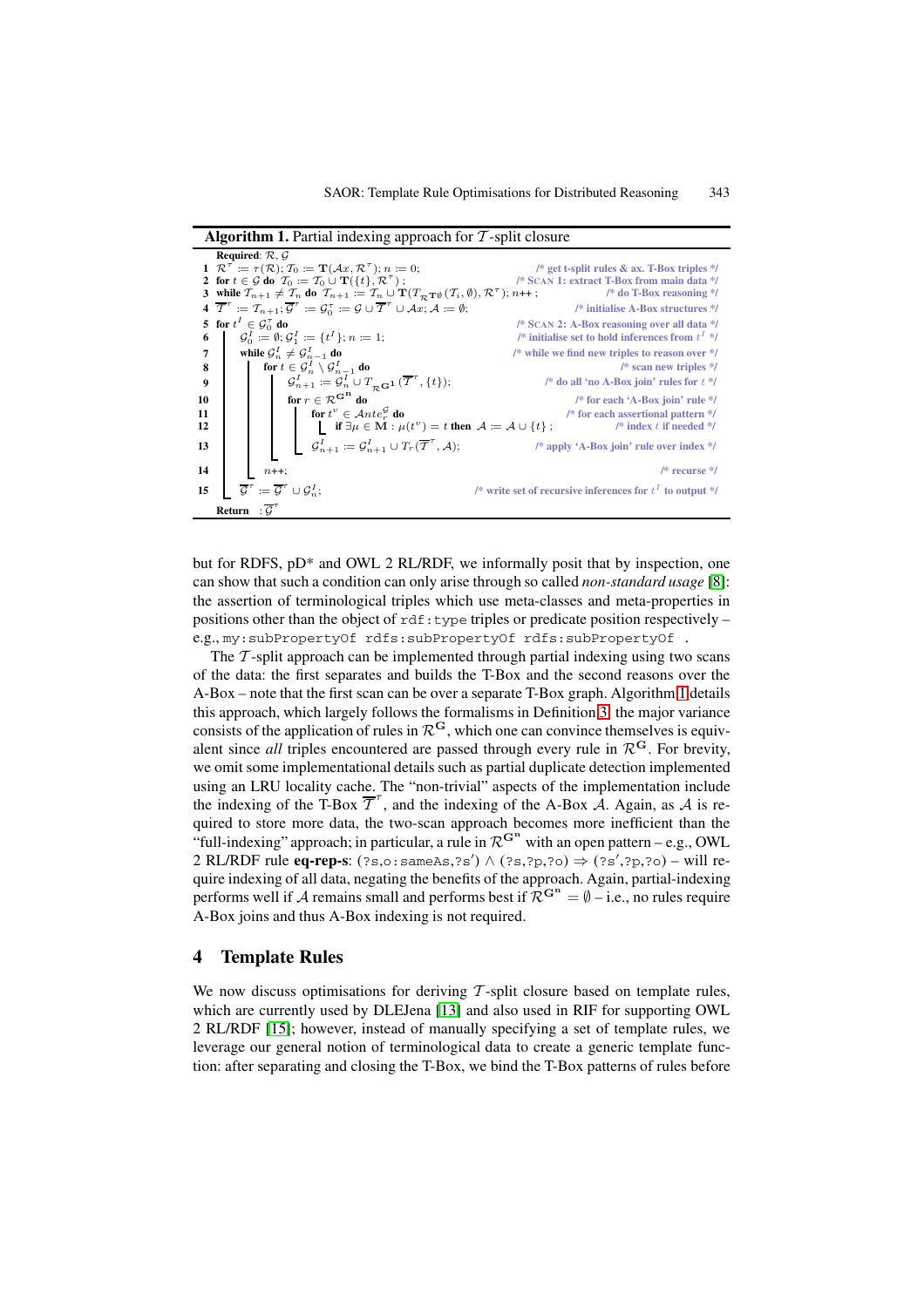**Algorithm 1.** Partial indexing approach for $\mathcal{T}$-split closure

```
Required: R, G
1  R^τ := τ(R); T_0 := T(Ax, R^τ); n := 0;                        /* get t-split rules & ax. T-Box triples */
2  for t ∈ G do T_0 := T_0 ∪ T({t}, R^τ) ;                        /* SCAN 1: extract T-Box from main data */
3  while T_{n+1} ≠ T_n do T_{n+1} := T_n ∪ T(T_{R^{T∅}}(T_i, ∅), R^τ); n++ ;   /* do T-Box reasoning */
4  T̄^τ := T_{n+1}; Ḡ^τ := G_0^τ := G ∪ T̄^τ ∪ Ax; A := ∅;          /* initialise A-Box structures */
5  for t^I ∈ G_0^τ do                                              /* SCAN 2: A-Box reasoning over all data */
6      G_0^I := ∅; G_1^I := {t^I}; n := 1;                          /* initialise set to hold inferences from t^I */
7      while G_n^I ≠ G_{n-1}^I do                                   /* while we find new triples to reason over */
8          for t ∈ G_n^I \ G_{n-1}^I do                             /* scan new triples */
9              G_{n+1}^I := G_n^I ∪ T_{R^{G1}}(T̄^τ, {t});          /* do all 'no A-Box join' rules for t */
10             for r ∈ R^{Gn} do                                    /* for each 'A-Box join' rule */
11                 for t^v ∈ Ante_r^G do                            /* for each assertional pattern */
12                     if ∃μ ∈ M : μ(t^v) = t then A := A ∪ {t} ;   /* index t if needed */
13                 G_{n+1}^I := G_{n+1}^I ∪ T_r(T̄^τ, A);            /* apply 'A-Box join' rule over index */
14         n++;                                                     /* recurse */
15     Ḡ^τ := Ḡ^τ ∪ G_n^I;                                          /* write set of recursive inferences for t^I to output */
Return : Ḡ^τ
```

but for RDFS, pD* and OWL 2 RL/RDF, we informally posit that by inspection, one can show that such a condition can only arise through so called *non-standard usage* [8]: the assertion of terminological triples which use meta-classes and meta-properties in positions other than the object of `rdf:type` triples or predicate position respectively – e.g., `my:subPropertyOf rdfs:subPropertyOf rdfs:subPropertyOf .`

The $\mathcal{T}$-split approach can be implemented through partial indexing using two scans of the data: the first separates and builds the T-Box and the second reasons over the A-Box – note that the first scan can be over a separate T-Box graph. Algorithm 1 details this approach, which largely follows the formalisms in Definition 3: the major variance consists of the application of rules in $\mathcal{R}^{\mathbf{G}}$, which one can convince themselves is equivalent since *all* triples encountered are passed through every rule in $\mathcal{R}^{\mathbf{G}}$. For brevity, we omit some implementational details such as partial duplicate detection implemented using an LRU locality cache. The "non-trivial" aspects of the implementation include the indexing of the T-Box $\overline{\mathcal{T}}^{\tau}$, and the indexing of the A-Box $\mathcal{A}$. Again, as $\mathcal{A}$ is required to store more data, the two-scan approach becomes more inefficient than the "full-indexing" approach; in particular, a rule in $\mathcal{R}^{\mathbf{G^n}}$ with an open pattern – e.g., OWL 2 RL/RDF rule **eq-rep-s**: (`?s,o:sameAs,?s'`) ∧ (`?s,?p,?o`) ⇒ (`?s',?p,?o`) – will require indexing of all data, negating the benefits of the approach. Again, partial-indexing performs well if $\mathcal{A}$ remains small and performs best if $\mathcal{R}^{\mathbf{G^n}} = \emptyset$ – i.e., no rules require A-Box joins and thus A-Box indexing is not required.

## 4 Template Rules

We now discuss optimisations for deriving $\mathcal{T}$-split closure based on template rules, which are currently used by DLEJena [13] and also used in RIF for supporting OWL 2 RL/RDF [15]; however, instead of manually specifying a set of template rules, we leverage our general notion of terminological data to create a generic template function: after separating and closing the T-Box, we bind the T-Box patterns of rules before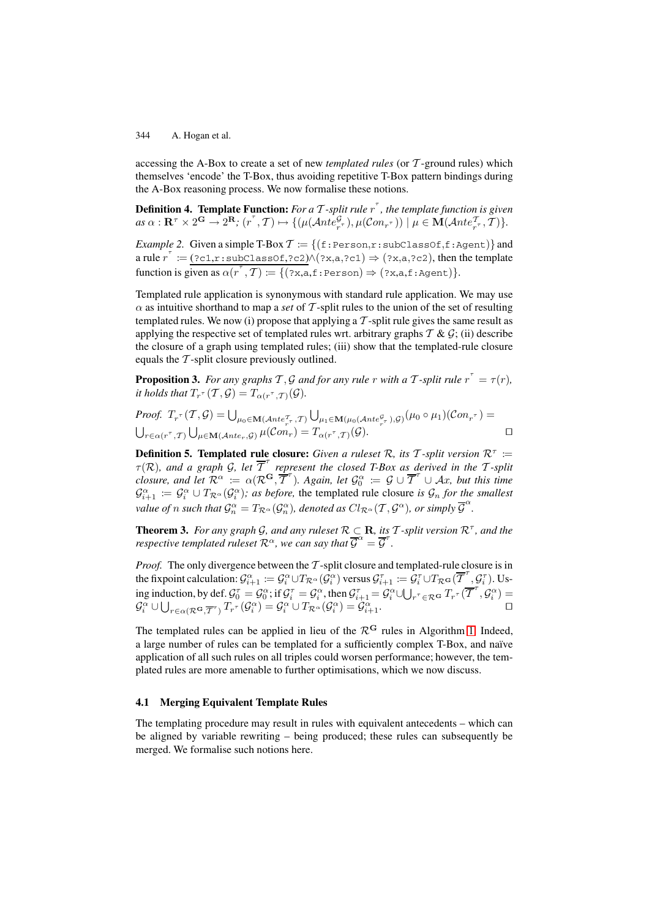accessing the A-Box to create a set of new *templated rules* (or $\mathcal{T}$-ground rules) which themselves 'encode' the T-Box, thus avoiding repetitive T-Box pattern bindings during the A-Box reasoning process. We now formalise these notions.

**Definition 4. Template Function:** *For a $\mathcal{T}$-split rule $r^{\tau}$, the template function is given as $\alpha : \mathbf{R}^{\tau} \times 2^{\mathbf{G}} \to 2^{\mathbf{R}}$; $(r^{\tau}, \mathcal{T}) \mapsto \{(\mu(\mathcal{A}nte^{\mathcal{G}}_{r^{\tau}}), \mu(\mathcal{C}on_{r^{\tau}})) \mid \mu \in \mathbf{M}(\mathcal{A}nte^{\mathcal{T}}_{r^{\tau}}, \mathcal{T})\}$.*

*Example 2.* Given a simple T-Box $\mathcal{T} := \{$(`f:Person`,`r:subClassOf`,`f:Agent`)$\}$ and a rule $r^{\tau} :=$ $\underline{(\texttt{?c1,r:subClassOf,?c2})}$$\wedge$(`?x,a,?c1`) $\Rightarrow$ (`?x,a,?c2`), then the template function is given as $\alpha(r^{\tau}, \mathcal{T}) := \{$(`?x,a,f:Person`) $\Rightarrow$ (`?x,a,f:Agent`)$\}$.

Templated rule application is synonymous with standard rule application. We may use $\alpha$ as intuitive shorthand to map a *set* of $\mathcal{T}$-split rules to the union of the set of resulting templated rules. We now (i) propose that applying a $\mathcal{T}$-split rule gives the same result as applying the respective set of templated rules wrt. arbitrary graphs $\mathcal{T}$ & $\mathcal{G}$; (ii) describe the closure of a graph using templated rules; (iii) show that the templated-rule closure equals the $\mathcal{T}$-split closure previously outlined.

**Proposition 3.** *For any graphs $\mathcal{T}, \mathcal{G}$ and for any rule $r$ with a $\mathcal{T}$-split rule $r^{\tau} = \tau(r)$, it holds that $T_{r^{\tau}}(\mathcal{T}, \mathcal{G}) = T_{\alpha(r^{\tau}, \mathcal{T})}(\mathcal{G})$.*

*Proof.* $T_{r^{\tau}}(\mathcal{T}, \mathcal{G}) = \bigcup_{\mu_0 \in \mathbf{M}(\mathcal{A}nte^{\mathcal{T}}_{r^{\tau}}, \mathcal{T})} \bigcup_{\mu_1 \in \mathbf{M}(\mu_0(\mathcal{A}nte^{\mathcal{G}}_{r^{\tau}}), \mathcal{G})} (\mu_0 \circ \mu_1)(\mathcal{C}on_{r^{\tau}}) = \bigcup_{r \in \alpha(r^{\tau}, \mathcal{T})} \bigcup_{\mu \in \mathbf{M}(\mathcal{A}nte_r, \mathcal{G})} \mu(\mathcal{C}on_r) = T_{\alpha(r^{\tau}, \mathcal{T})}(\mathcal{G})$. □

**Definition 5. Templated rule closure:** *Given a ruleset $\mathcal{R}$, its $\mathcal{T}$-split version $\mathcal{R}^{\tau} := \tau(\mathcal{R})$, and a graph $\mathcal{G}$, let $\overline{\mathcal{T}}^{\tau}$ represent the closed T-Box as derived in the $\mathcal{T}$-split closure, and let $\mathcal{R}^{\alpha} := \alpha(\mathcal{R}^{\mathbf{G}}, \overline{\mathcal{T}}^{\tau})$. Again, let $\mathcal{G}^{\alpha}_0 := \mathcal{G} \cup \overline{\mathcal{T}}^{\tau} \cup \mathcal{A}x$, but this time $\mathcal{G}^{\alpha}_{i+1} := \mathcal{G}^{\alpha}_i \cup T_{\mathcal{R}^{\alpha}}(\mathcal{G}^{\alpha}_i)$; as before,* the templated rule closure *is $\mathcal{G}_n$ for the smallest value of $n$ such that $\mathcal{G}^{\alpha}_n = T_{\mathcal{R}^{\alpha}}(\mathcal{G}^{\alpha}_n)$, denoted as $Cl_{\mathcal{R}^{\alpha}}(\mathcal{T}, \mathcal{G}^{\alpha})$, or simply $\overline{\mathcal{G}}^{\alpha}$.*

**Theorem 3.** *For any graph $\mathcal{G}$, and any ruleset $\mathcal{R} \subseteq \mathbf{R}$, its $\mathcal{T}$-split version $\mathcal{R}^{\tau}$, and the respective templated ruleset $\mathcal{R}^{\alpha}$, we can say that $\overline{\mathcal{G}}^{\alpha} = \overline{\mathcal{G}}^{\tau}$.*

*Proof.* The only divergence between the $\mathcal{T}$-split closure and templated-rule closure is in the fixpoint calculation: $\mathcal{G}^{\alpha}_{i+1} := \mathcal{G}^{\alpha}_i \cup T_{\mathcal{R}^{\alpha}}(\mathcal{G}^{\alpha}_i)$ versus $\mathcal{G}^{\tau}_{i+1} := \mathcal{G}^{\tau}_i \cup T_{\mathcal{R}^{\mathbf{G}}}(\overline{\mathcal{T}}^{\tau}, \mathcal{G}^{\tau}_i)$. Using induction, by def. $\mathcal{G}^{\tau}_0 = \mathcal{G}^{\alpha}_0$; if $\mathcal{G}^{\tau}_i = \mathcal{G}^{\alpha}_i$, then $\mathcal{G}^{\tau}_{i+1} = \mathcal{G}^{\alpha}_i \cup \bigcup_{r^{\tau} \in \mathcal{R}^{\mathbf{G}}} T_{r^{\tau}}(\overline{\mathcal{T}}^{\tau}, \mathcal{G}^{\alpha}_i) = \mathcal{G}^{\alpha}_i \cup \bigcup_{r \in \alpha(\mathcal{R}^{\mathbf{G}}, \overline{\mathcal{T}}^{\tau})} T_{r^{\tau}}(\mathcal{G}^{\alpha}_i) = \mathcal{G}^{\alpha}_i \cup T_{\mathcal{R}^{\alpha}}(\mathcal{G}^{\alpha}_i) = \mathcal{G}^{\alpha}_{i+1}$. □

The templated rules can be applied in lieu of the $\mathcal{R}^{\mathbf{G}}$ rules in Algorithm 1. Indeed, a large number of rules can be templated for a sufficiently complex T-Box, and naïve application of all such rules on all triples could worsen performance; however, the templated rules are more amenable to further optimisations, which we now discuss.

### 4.1 Merging Equivalent Template Rules

The templating procedure may result in rules with equivalent antecedents – which can be aligned by variable rewriting – being produced; these rules can subsequently be merged. We formalise such notions here.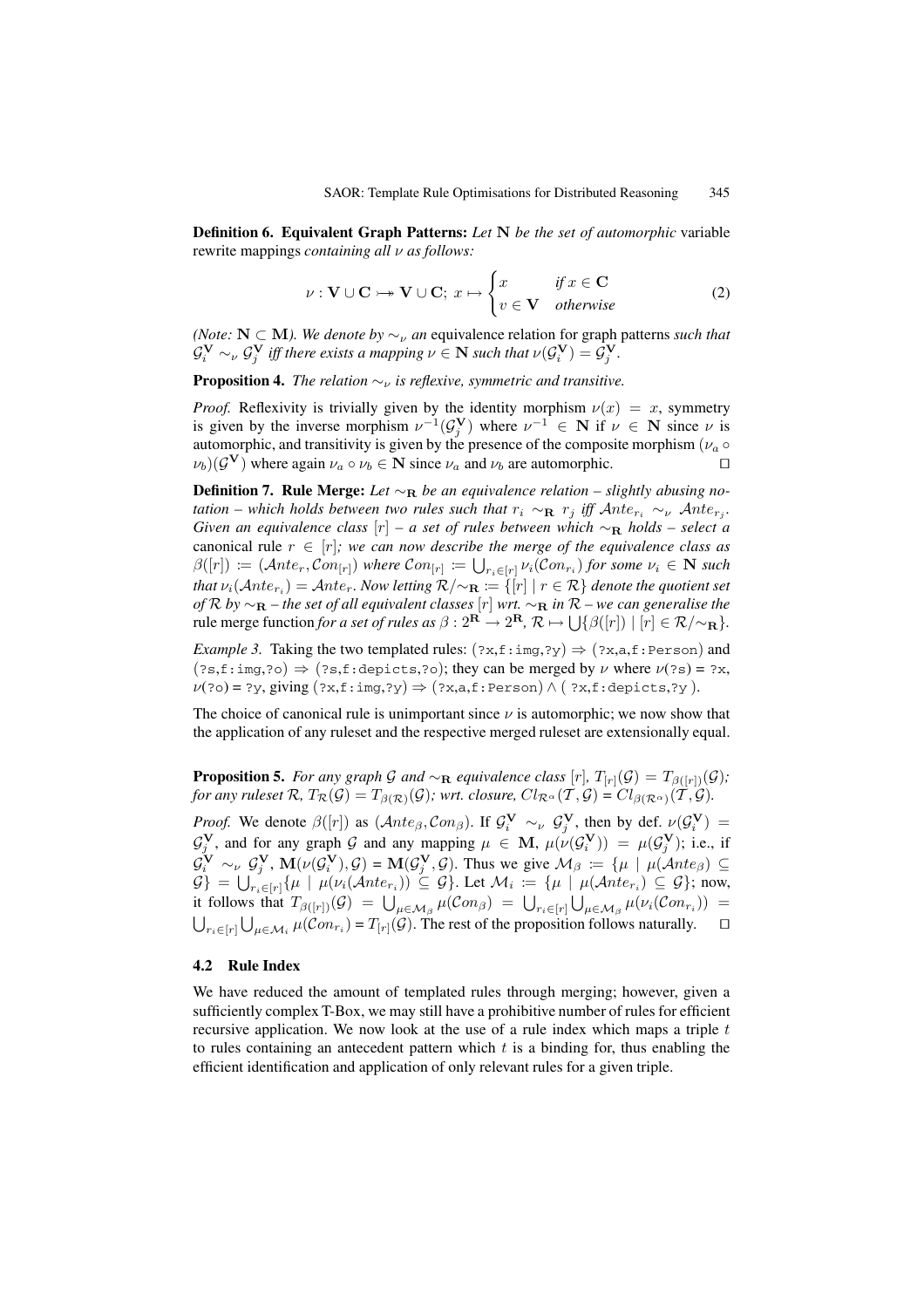**Definition 6. Equivalent Graph Patterns:** *Let* $\mathbf{N}$ *be the set of automorphic* variable rewrite mappings *containing all* $\nu$ *as follows:*

$$\nu : \mathbf{V} \cup \mathbf{C} \rightarrowtail\!\!\!\!\rightarrow \mathbf{V} \cup \mathbf{C};\ x \mapsto \begin{cases} x & \text{if } x \in \mathbf{C} \\ v \in \mathbf{V} & \text{otherwise} \end{cases} \tag{2}$$

*(Note:* $\mathbf{N} \subset \mathbf{M}$*). We denote by* $\sim_\nu$ *an* equivalence relation for graph patterns *such that* $\mathcal{G}_i^{\mathbf{V}} \sim_\nu \mathcal{G}_j^{\mathbf{V}}$ *iff there exists a mapping* $\nu \in \mathbf{N}$ *such that* $\nu(\mathcal{G}_i^{\mathbf{V}}) = \mathcal{G}_j^{\mathbf{V}}$.

**Proposition 4.** *The relation* $\sim_\nu$ *is reflexive, symmetric and transitive.*

*Proof.* Reflexivity is trivially given by the identity morphism $\nu(x) = x$, symmetry is given by the inverse morphism $\nu^{-1}(\mathcal{G}_j^{\mathbf{V}})$ where $\nu^{-1} \in \mathbf{N}$ if $\nu \in \mathbf{N}$ since $\nu$ is automorphic, and transitivity is given by the presence of the composite morphism $(\nu_a \circ \nu_b)(\mathcal{G}^{\mathbf{V}})$ where again $\nu_a \circ \nu_b \in \mathbf{N}$ since $\nu_a$ and $\nu_b$ are automorphic. □

**Definition 7. Rule Merge:** *Let* $\sim_{\mathbf{R}}$ *be an equivalence relation – slightly abusing notation – which holds between two rules such that* $r_i \sim_{\mathbf{R}} r_j$ *iff* $\mathcal{A}nte_{r_i} \sim_\nu \mathcal{A}nte_{r_j}$. *Given an equivalence class* $[r]$ *– a set of rules between which* $\sim_{\mathbf{R}}$ *holds – select a* canonical rule $r \in [r]$*; we can now describe the merge of the equivalence class as* $\beta([r]) := (\mathcal{A}nte_r, \mathcal{C}on_{[r]})$ *where* $\mathcal{C}on_{[r]} := \bigcup_{r_i \in [r]} \nu_i(\mathcal{C}on_{r_i})$ *for some* $\nu_i \in \mathbf{N}$ *such that* $\nu_i(\mathcal{A}nte_{r_i}) = \mathcal{A}nte_r$. *Now letting* $\mathcal{R}/\sim_{\mathbf{R}} := \{[r] \mid r \in \mathcal{R}\}$ *denote the quotient set of* $\mathcal{R}$ *by* $\sim_{\mathbf{R}}$ *– the set of all equivalent classes* $[r]$ *wrt.* $\sim_{\mathbf{R}}$ *in* $\mathcal{R}$ *– we can generalise the* rule merge function *for a set of rules as* $\beta : 2^{\mathbf{R}} \to 2^{\mathbf{R}},\ \mathcal{R} \mapsto \bigcup\{\beta([r]) \mid [r] \in \mathcal{R}/\sim_{\mathbf{R}}\}$.

*Example 3.* Taking the two templated rules: `(?x,f:img,?y)` $\Rightarrow$ `(?x,a,f:Person)` and `(?s,f:img,?o)` $\Rightarrow$ `(?s,f:depicts,?o)`; they can be merged by $\nu$ where $\nu$(`?s`) = `?x`, $\nu$(`?o`) = `?y`, giving `(?x,f:img,?y)` $\Rightarrow$ `(?x,a,f:Person)` $\wedge$ `( ?x,f:depicts,?y )`.

The choice of canonical rule is unimportant since $\nu$ is automorphic; we now show that the application of any ruleset and the respective merged ruleset are extensionally equal.

**Proposition 5.** *For any graph* $\mathcal{G}$ *and* $\sim_{\mathbf{R}}$ *equivalence class* $[r]$, $T_{[r]}(\mathcal{G}) = T_{\beta([r])}(\mathcal{G})$*; for any ruleset* $\mathcal{R}$, $T_{\mathcal{R}}(\mathcal{G}) = T_{\beta(\mathcal{R})}(\mathcal{G})$*; wrt. closure,* $Cl_{\mathcal{R}^\alpha}(\mathcal{T}, \mathcal{G}) = Cl_{\beta(\mathcal{R}^\alpha)}(\mathcal{T}, \mathcal{G})$.

*Proof.* We denote $\beta([r])$ as $(\mathcal{A}nte_\beta, \mathcal{C}on_\beta)$. If $\mathcal{G}_i^{\mathbf{V}} \sim_\nu \mathcal{G}_j^{\mathbf{V}}$, then by def. $\nu(\mathcal{G}_i^{\mathbf{V}}) = \mathcal{G}_j^{\mathbf{V}}$, and for any graph $\mathcal{G}$ and any mapping $\mu \in \mathbf{M}$, $\mu(\nu(\mathcal{G}_i^{\mathbf{V}})) = \mu(\mathcal{G}_j^{\mathbf{V}})$; i.e., if $\mathcal{G}_i^{\mathbf{V}} \sim_\nu \mathcal{G}_j^{\mathbf{V}}$, $\mathbf{M}(\nu(\mathcal{G}_i^{\mathbf{V}}), \mathcal{G}) = \mathbf{M}(\mathcal{G}_j^{\mathbf{V}}, \mathcal{G})$. Thus we give $\mathcal{M}_\beta := \{\mu \mid \mu(\mathcal{A}nte_\beta) \subseteq \mathcal{G}\} = \bigcup_{r_i \in [r]} \{\mu \mid \mu(\nu_i(\mathcal{A}nte_{r_i})) \subseteq \mathcal{G}\}$. Let $\mathcal{M}_i := \{\mu \mid \mu(\mathcal{A}nte_{r_i}) \subseteq \mathcal{G}\}$; now, it follows that $T_{\beta([r])}(\mathcal{G}) = \bigcup_{\mu \in \mathcal{M}_\beta} \mu(\mathcal{C}on_\beta) = \bigcup_{r_i \in [r]} \bigcup_{\mu \in \mathcal{M}_\beta} \mu(\nu_i(\mathcal{C}on_{r_i})) = \bigcup_{r_i \in [r]} \bigcup_{\mu \in \mathcal{M}_i} \mu(\mathcal{C}on_{r_i}) = T_{[r]}(\mathcal{G})$. The rest of the proposition follows naturally. □

### 4.2 Rule Index

We have reduced the amount of templated rules through merging; however, given a sufficiently complex T-Box, we may still have a prohibitive number of rules for efficient recursive application. We now look at the use of a rule index which maps a triple $t$ to rules containing an antecedent pattern which $t$ is a binding for, thus enabling the efficient identification and application of only relevant rules for a given triple.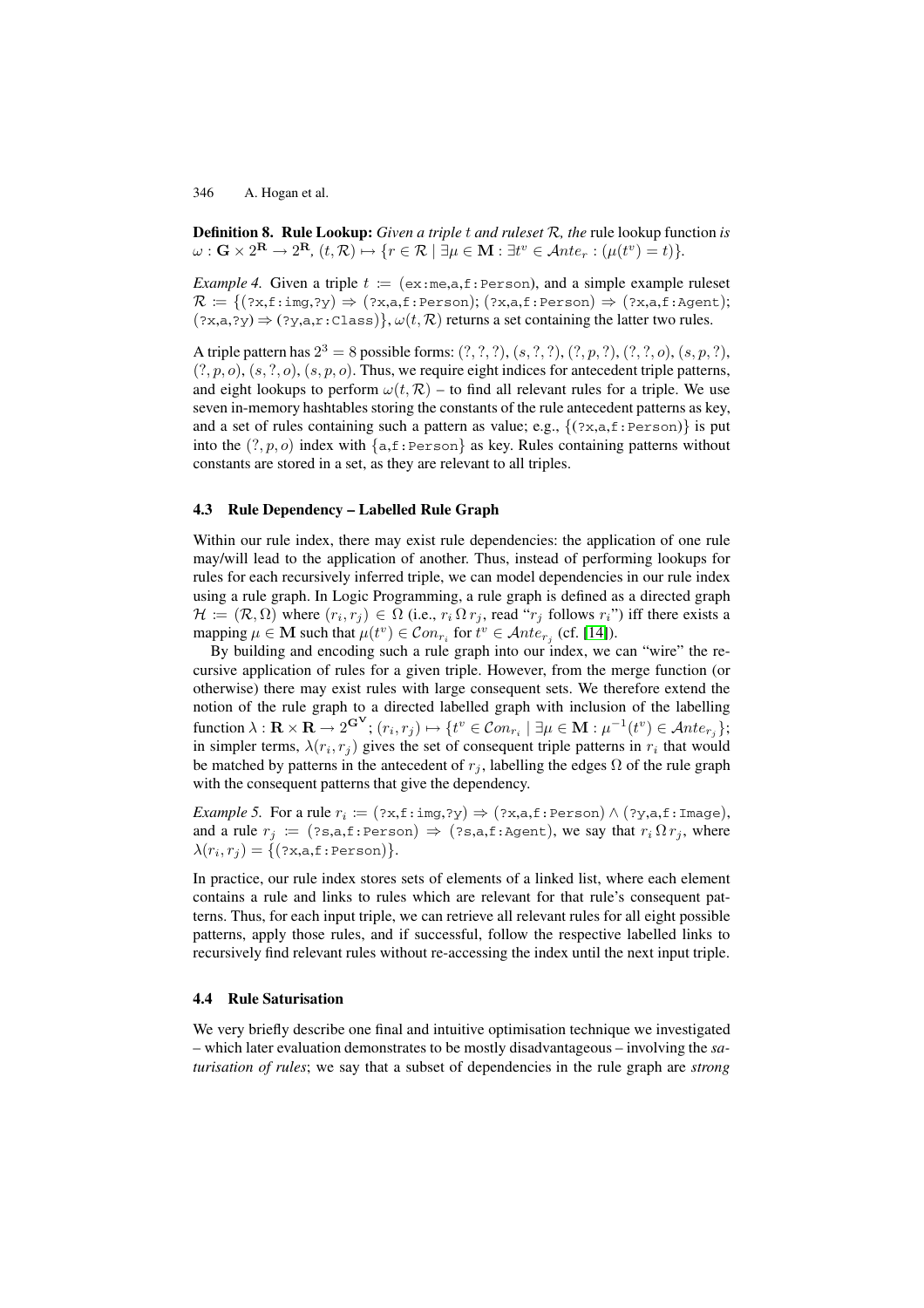**Definition 8. Rule Lookup:** *Given a triple $t$ and ruleset $\mathcal{R}$, the* rule lookup function *is* $\omega : \mathbf{G} \times 2^{\mathbf{R}} \rightarrow 2^{\mathbf{R}}$, $(t, \mathcal{R}) \mapsto \{r \in \mathcal{R} \mid \exists \mu \in \mathbf{M} : \exists t^v \in \mathcal{A}nte_r : (\mu(t^v) = t)\}$.

*Example 4.* Given a triple $t :=$ (`ex:me`,`a`,`f:Person`), and a simple example ruleset $\mathcal{R} := \{$(`?x`,`f:img`,`?y`) $\Rightarrow$ (`?x`,`a`,`f:Person`); (`?x`,`a`,`f:Person`) $\Rightarrow$ (`?x`,`a`,`f:Agent`); (`?x`,`a`,`?y`) $\Rightarrow$ (`?y`,`a`,`r:Class`)$\}$, $\omega(t, \mathcal{R})$ returns a set containing the latter two rules.

A triple pattern has $2^3 = 8$ possible forms: $(?, ?, ?)$, $(s, ?, ?)$, $(?, p, ?)$, $(?, ?, o)$, $(s, p, ?)$, $(?, p, o)$, $(s, ?, o)$, $(s, p, o)$. Thus, we require eight indices for antecedent triple patterns, and eight lookups to perform $\omega(t, \mathcal{R})$ – to find all relevant rules for a triple. We use seven in-memory hashtables storing the constants of the rule antecedent patterns as key, and a set of rules containing such a pattern as value; e.g., $\{$(`?x`,`a`,`f:Person`)$\}$ is put into the $(?, p, o)$ index with $\{$`a`,`f:Person`$\}$ as key. Rules containing patterns without constants are stored in a set, as they are relevant to all triples.

### 4.3 Rule Dependency – Labelled Rule Graph

Within our rule index, there may exist rule dependencies: the application of one rule may/will lead to the application of another. Thus, instead of performing lookups for rules for each recursively inferred triple, we can model dependencies in our rule index using a rule graph. In Logic Programming, a rule graph is defined as a directed graph $\mathcal{H} := (\mathcal{R}, \Omega)$ where $(r_i, r_j) \in \Omega$ (i.e., $r_i \,\Omega\, r_j$, read "$r_j$ follows $r_i$") iff there exists a mapping $\mu \in \mathbf{M}$ such that $\mu(t^v) \in \mathcal{C}on_{r_i}$ for $t^v \in \mathcal{A}nte_{r_j}$ (cf. [14]).

By building and encoding such a rule graph into our index, we can "wire" the recursive application of rules for a given triple. However, from the merge function (or otherwise) there may exist rules with large consequent sets. We therefore extend the notion of the rule graph to a directed labelled graph with inclusion of the labelling function $\lambda : \mathbf{R} \times \mathbf{R} \rightarrow 2^{\mathbf{G^V}}$; $(r_i, r_j) \mapsto \{t^v \in \mathcal{C}on_{r_i} \mid \exists \mu \in \mathbf{M} : \mu^{-1}(t^v) \in \mathcal{A}nte_{r_j}\}$; in simpler terms, $\lambda(r_i, r_j)$ gives the set of consequent triple patterns in $r_i$ that would be matched by patterns in the antecedent of $r_j$, labelling the edges $\Omega$ of the rule graph with the consequent patterns that give the dependency.

*Example 5.* For a rule $r_i :=$ (`?x`,`f:img`,`?y`) $\Rightarrow$ (`?x`,`a`,`f:Person`) $\wedge$ (`?y`,`a`,`f:Image`), and a rule $r_j :=$ (`?s`,`a`,`f:Person`) $\Rightarrow$ (`?s`,`a`,`f:Agent`), we say that $r_i \,\Omega\, r_j$, where $\lambda(r_i, r_j) = \{$(`?x`,`a`,`f:Person`)$\}$.

In practice, our rule index stores sets of elements of a linked list, where each element contains a rule and links to rules which are relevant for that rule's consequent patterns. Thus, for each input triple, we can retrieve all relevant rules for all eight possible patterns, apply those rules, and if successful, follow the respective labelled links to recursively find relevant rules without re-accessing the index until the next input triple.

### 4.4 Rule Saturisation

We very briefly describe one final and intuitive optimisation technique we investigated – which later evaluation demonstrates to be mostly disadvantageous – involving the *saturisation of rules*; we say that a subset of dependencies in the rule graph are *strong*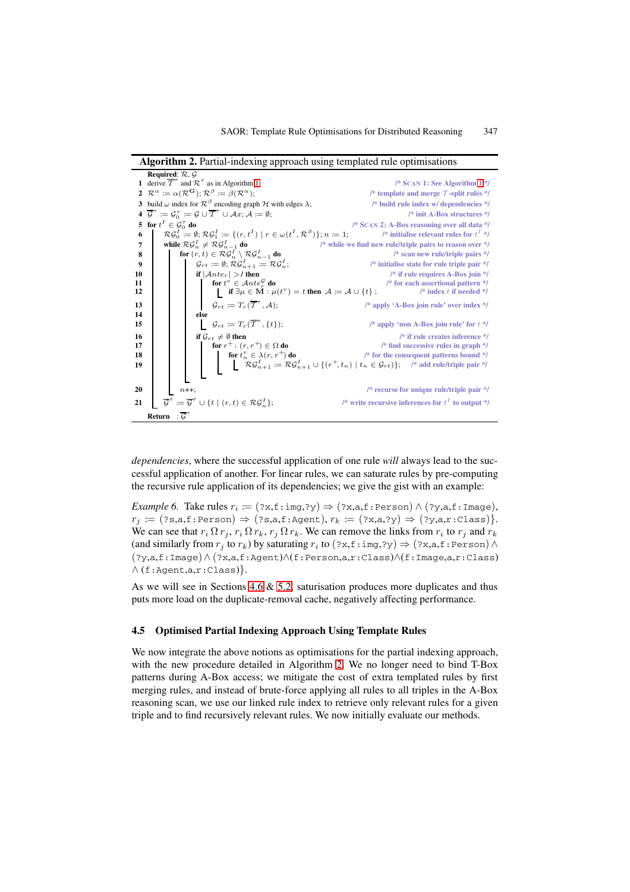**Algorithm 2.** Partial-indexing approach using templated rule optimisations

```
Required: R, G
1  derive T̄^τ and R^τ as in Algorithm 1                          /* SCAN 1: See Algorithm 1 */
2  R^α := α(R^G); R^β := β(R^α);                                  /* template and merge T-split rules */
3  build ω index for R^β encoding graph H with edges λ;           /* build rule index w/ dependencies */
4  Ḡ^τ := G_0^τ := G ∪ T̄^τ ∪ Ax; A := ∅;                          /* init A-Box structures */
5  for t^I ∈ G_0^τ do                                              /* SCAN 2: A-Box reasoning over all data */
6      RG_0^I := ∅; RG_1^I := {(r, t^I) | r ∈ ω(t^I, R^β)}; n := 1;  /* initialise relevant rules for t^I */
7      while RG_n^I ≠ RG_{n-1}^I do                                /* while we find new rule/triple pairs to reason over */
8          for (r, t) ∈ RG_n^I \ RG_{n-1}^I do                     /* scan new rule/triple pairs */
9              G_rt := ∅; RG_{n+1}^I := RG_n^I;                     /* initialise state for rule triple pair */
10             if |Ante_r| > 1 then                                 /* if rule requires A-Box join */
11                 for t^v ∈ Ante_r^G do                            /* for each assertional pattern */
12                     if ∃μ ∈ M : μ(t^v) = t then A := A ∪ {t};    /* index t if needed */
13                 G_rt := T_r(T̄^τ, A);                             /* apply 'A-Box join rule' over index */
14             else
15                 G_rt := T_r(T̄^τ, {t});                           /* apply 'non A-Box join rule' for t */
16             if G_rt ≠ ∅ then                                     /* if rule creates inference */
17                 for r^+ : (r, r^+) ∈ Ω do                        /* find successive rules in graph */
18                     for t_n^v ∈ λ(r, r^+) do                     /* for the consequent patterns bound */
19                         RG_{n+1}^I := RG_{n+1}^I ∪ {(r^+, t_n) | t_n ∈ G_rt};  /* add rule/triple pair */
20         n++;                                                     /* recurse for unique rule/triple pair */
21     Ḡ^τ := Ḡ^τ ∪ {t | (r, t) ∈ RG_n^I};                          /* write recursive inferences for t^I to output */
Return : Ḡ^τ
```

*dependencies*, where the successful application of one rule *will* always lead to the successful application of another. For linear rules, we can saturate rules by pre-computing the recursive rule application of its dependencies; we give the gist with an example:

*Example 6.* Take rules $r_i :=$ (?x,f:img,?y) $\Rightarrow$ (?x,a,f:Person) $\wedge$ (?y,a,f:Image), $r_j :=$ (?s,a,f:Person) $\Rightarrow$ (?s,a,f:Agent), $r_k :=$ (?x,a,?y) $\Rightarrow$ (?y,a,r:Class)}. We can see that $r_i \,\Omega\, r_j$, $r_i \,\Omega\, r_k$, $r_j \,\Omega\, r_k$. We can remove the links from $r_i$ to $r_j$ and $r_k$ (and similarly from $r_j$ to $r_k$) by saturating $r_i$ to (?x,f:img,?y) $\Rightarrow$ (?x,a,f:Person) $\wedge$ (?y,a,f:Image) $\wedge$ (?x,a,f:Agent)$\wedge$(f:Person,a,r:Class)$\wedge$(f:Image,a,r:Class) $\wedge$ (f:Agent,a,r:Class)}.

As we will see in Sections 4.6 & 5.2, saturisation produces more duplicates and thus puts more load on the duplicate-removal cache, negatively affecting performance.

### 4.5 Optimised Partial Indexing Approach Using Template Rules

We now integrate the above notions as optimisations for the partial indexing approach, with the new procedure detailed in Algorithm 2. We no longer need to bind T-Box patterns during A-Box access; we mitigate the cost of extra templated rules by first merging rules, and instead of brute-force applying all rules to all triples in the A-Box reasoning scan, we use our linked rule index to retrieve only relevant rules for a given triple and to find recursively relevant rules. We now initially evaluate our methods.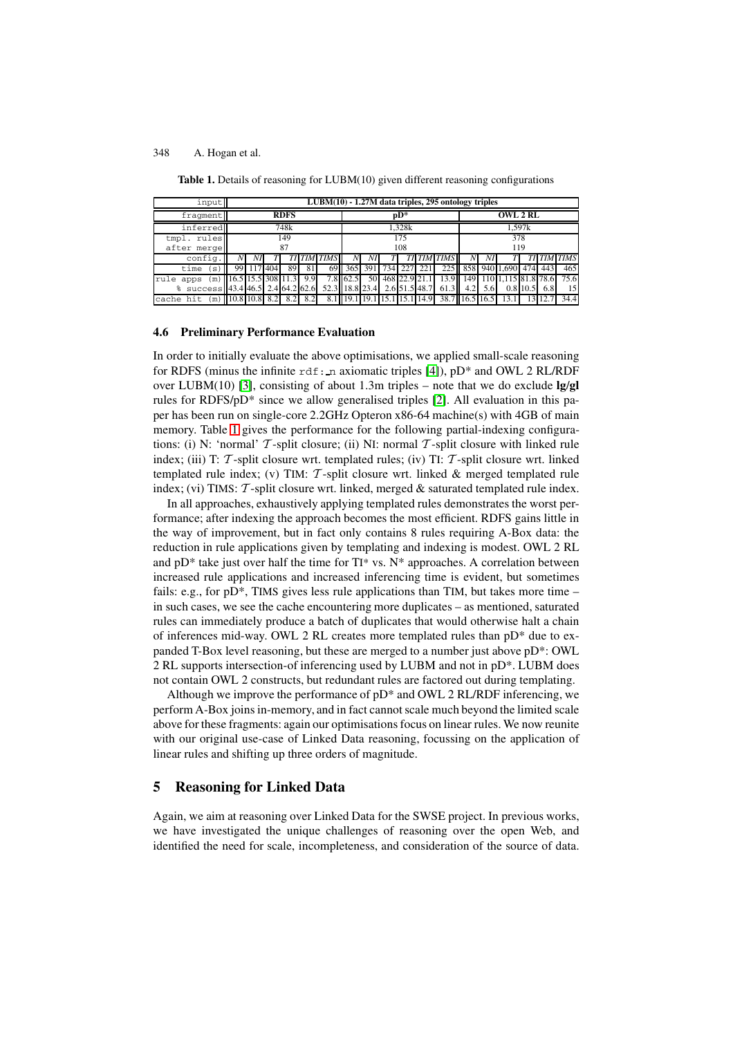**Table 1.** Details of reasoning for LUBM(10) given different reasoning configurations

| input | LUBM(10) - 1.27M data triples, 295 ontology triples | | | | | | | | | | | | | | | | | |
|---|---|---|---|---|---|---|---|---|---|---|---|---|---|---|---|---|---|---|
| fragment | RDFS | | | | | | pD* | | | | | | OWL 2 RL | | | | | |
| inferred | 748k | | | | | | 1,328k | | | | | | 1,597k | | | | | |
| tmpl. rules | 149 | | | | | | 175 | | | | | | 378 | | | | | |
| after merge | 87 | | | | | | 108 | | | | | | 119 | | | | | |
| config. | *N* | *NI* | *T* | *TI* | *TIM* | *TIMS* | *N* | *NI* | *T* | *TI* | *TIM* | *TIMS* | *N* | *NI* | *T* | *TI* | *TIM* | *TIMS* |
| time (s) | 99 | 117 | 404 | 89 | 81 | 69 | 365 | 391 | 734 | 227 | 221 | 225 | 858 | 940 | 1,690 | 474 | 443 | 465 |
| rule apps (m) | 16.5 | 15.5 | 308 | 11.3 | 9.9 | 7.8 | 62.5 | 50 | 468 | 22.9 | 21.1 | 13.9 | 149 | 110 | 1,115 | 81.8 | 78.6 | 75.6 |
| % success | 43.4 | 46.5 | 2.4 | 64.2 | 62.6 | 52.3 | 18.8 | 23.4 | 2.6 | 51.5 | 48.7 | 61.3 | 4.2 | 5.6 | 0.8 | 10.5 | 6.8 | 15 |
| cache hit (m) | 10.8 | 10.8 | 8.2 | 8.2 | 8.2 | 8.1 | 19.1 | 19.1 | 15.1 | 15.1 | 14.9 | 38.7 | 16.5 | 16.5 | 13.1 | 13 | 12.7 | 34.4 |

### 4.6 Preliminary Performance Evaluation

In order to initially evaluate the above optimisations, we applied small-scale reasoning for RDFS (minus the infinite `rdf:_n` axiomatic triples [4]), pD* and OWL 2 RL/RDF over LUBM(10) [3], consisting of about 1.3m triples – note that we do exclude **lg/gl** rules for RDFS/pD* since we allow generalised triples [2]. All evaluation in this paper has been run on single-core 2.2GHz Opteron x86-64 machine(s) with 4GB of main memory. Table 1 gives the performance for the following partial-indexing configurations: (i) N: 'normal' $\mathcal{T}$-split closure; (ii) NI: normal $\mathcal{T}$-split closure with linked rule index; (iii) T: $\mathcal{T}$-split closure wrt. templated rules; (iv) TI: $\mathcal{T}$-split closure wrt. linked templated rule index; (v) TIM: $\mathcal{T}$-split closure wrt. linked & merged templated rule index; (vi) TIMS: $\mathcal{T}$-split closure wrt. linked, merged & saturated templated rule index.

In all approaches, exhaustively applying templated rules demonstrates the worst performance; after indexing the approach becomes the most efficient. RDFS gains little in the way of improvement, but in fact only contains 8 rules requiring A-Box data: the reduction in rule applications given by templating and indexing is modest. OWL 2 RL and pD* take just over half the time for TI* vs. N* approaches. A correlation between increased rule applications and increased inferencing time is evident, but sometimes fails: e.g., for pD*, TIMS gives less rule applications than TIM, but takes more time – in such cases, we see the cache encountering more duplicates – as mentioned, saturated rules can immediately produce a batch of duplicates that would otherwise halt a chain of inferences mid-way. OWL 2 RL creates more templated rules than pD* due to expanded T-Box level reasoning, but these are merged to a number just above pD*: OWL 2 RL supports intersection-of inferencing used by LUBM and not in pD*. LUBM does not contain OWL 2 constructs, but redundant rules are factored out during templating.

Although we improve the performance of pD* and OWL 2 RL/RDF inferencing, we perform A-Box joins in-memory, and in fact cannot scale much beyond the limited scale above for these fragments: again our optimisations focus on linear rules. We now reunite with our original use-case of Linked Data reasoning, focussing on the application of linear rules and shifting up three orders of magnitude.

## 5 Reasoning for Linked Data

Again, we aim at reasoning over Linked Data for the SWSE project. In previous works, we have investigated the unique challenges of reasoning over the open Web, and identified the need for scale, incompleteness, and consideration of the source of data.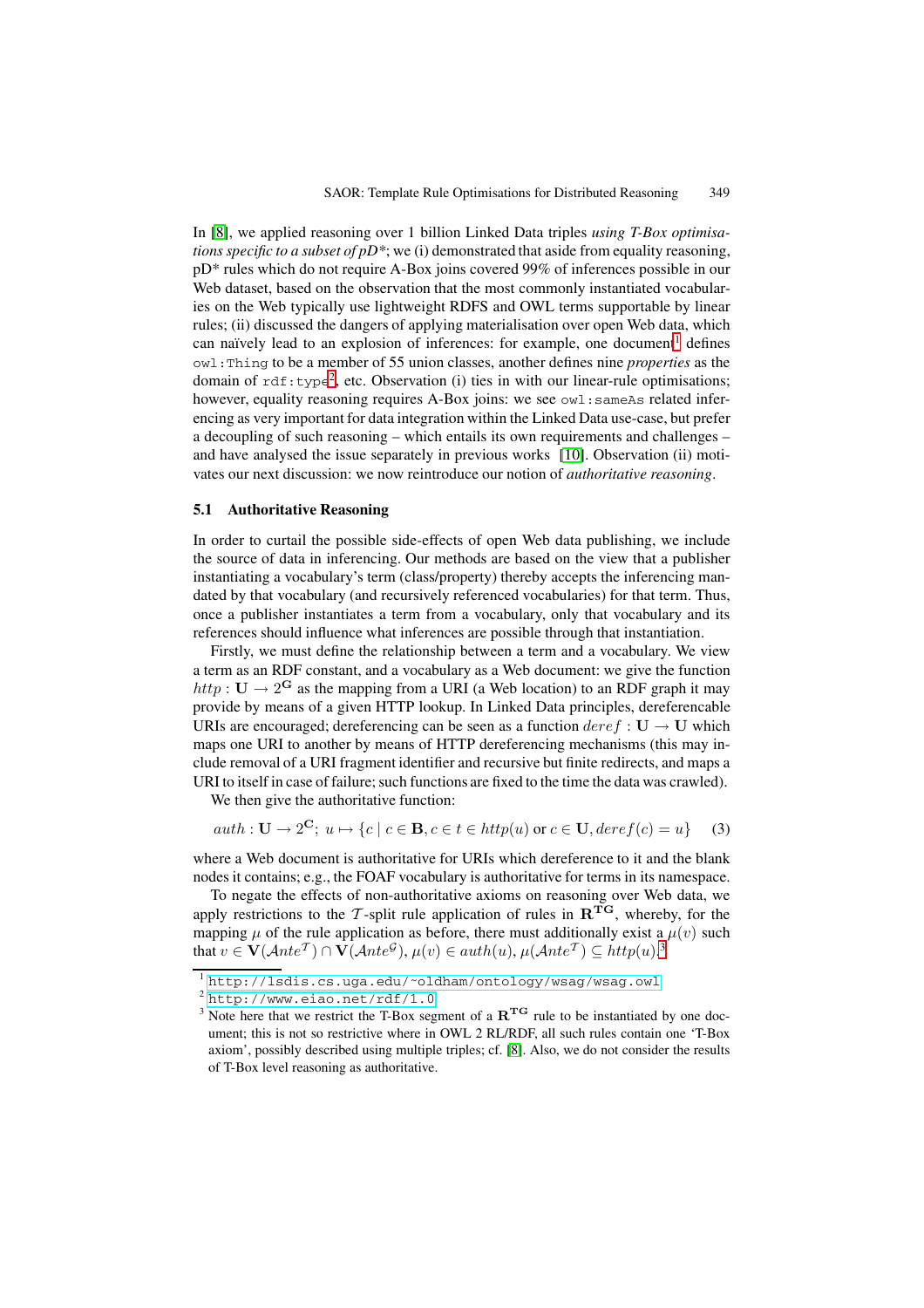In [8], we applied reasoning over 1 billion Linked Data triples *using T-Box optimisations specific to a subset of pD\**; we (i) demonstrated that aside from equality reasoning, pD* rules which do not require A-Box joins covered 99% of inferences possible in our Web dataset, based on the observation that the most commonly instantiated vocabularies on the Web typically use lightweight RDFS and OWL terms supportable by linear rules; (ii) discussed the dangers of applying materialisation over open Web data, which can naïvely lead to an explosion of inferences: for example, one document[1] defines `owl:Thing` to be a member of 55 union classes, another defines nine *properties* as the domain of `rdf:type`[2], etc. Observation (i) ties in with our linear-rule optimisations; however, equality reasoning requires A-Box joins: we see `owl:sameAs` related inferencing as very important for data integration within the Linked Data use-case, but prefer a decoupling of such reasoning – which entails its own requirements and challenges – and have analysed the issue separately in previous works [10]. Observation (ii) motivates our next discussion: we now reintroduce our notion of *authoritative reasoning*.

### 5.1 Authoritative Reasoning

In order to curtail the possible side-effects of open Web data publishing, we include the source of data in inferencing. Our methods are based on the view that a publisher instantiating a vocabulary's term (class/property) thereby accepts the inferencing mandated by that vocabulary (and recursively referenced vocabularies) for that term. Thus, once a publisher instantiates a term from a vocabulary, only that vocabulary and its references should influence what inferences are possible through that instantiation.

Firstly, we must define the relationship between a term and a vocabulary. We view a term as an RDF constant, and a vocabulary as a Web document: we give the function $http : \mathbf{U} \to 2^{\mathbf{G}}$ as the mapping from a URI (a Web location) to an RDF graph it may provide by means of a given HTTP lookup. In Linked Data principles, dereferencable URIs are encouraged; dereferencing can be seen as a function $deref : \mathbf{U} \to \mathbf{U}$ which maps one URI to another by means of HTTP dereferencing mechanisms (this may include removal of a URI fragment identifier and recursive but finite redirects, and maps a URI to itself in case of failure; such functions are fixed to the time the data was crawled).

We then give the authoritative function:

$$auth : \mathbf{U} \to 2^{\mathbf{C}};\ u \mapsto \{c \mid c \in \mathbf{B}, c \in t \in http(u) \text{ or } c \in \mathbf{U}, deref(c) = u\} \qquad (3)$$

where a Web document is authoritative for URIs which dereference to it and the blank nodes it contains; e.g., the FOAF vocabulary is authoritative for terms in its namespace.

To negate the effects of non-authoritative axioms on reasoning over Web data, we apply restrictions to the $\mathcal{T}$-split rule application of rules in $\mathbf{R^{TG}}$, whereby, for the mapping $\mu$ of the rule application as before, there must additionally exist a $\mu(v)$ such that $v \in \mathbf{V}(\mathcal{A}nte^{\mathcal{T}}) \cap \mathbf{V}(\mathcal{A}nte^{\mathcal{G}})$, $\mu(v) \in auth(u)$, $\mu(\mathcal{A}nte^{\mathcal{T}}) \subseteq http(u)$.[3]

---

[1] http://lsdis.cs.uga.edu/~oldham/ontology/wsag/wsag.owl

[2] http://www.eiao.net/rdf/1.0

[3] Note here that we restrict the T-Box segment of a $\mathbf{R^{TG}}$ rule to be instantiated by one document; this is not so restrictive where in OWL 2 RL/RDF, all such rules contain one 'T-Box axiom', possibly described using multiple triples; cf. [8]. Also, we do not consider the results of T-Box level reasoning as authoritative.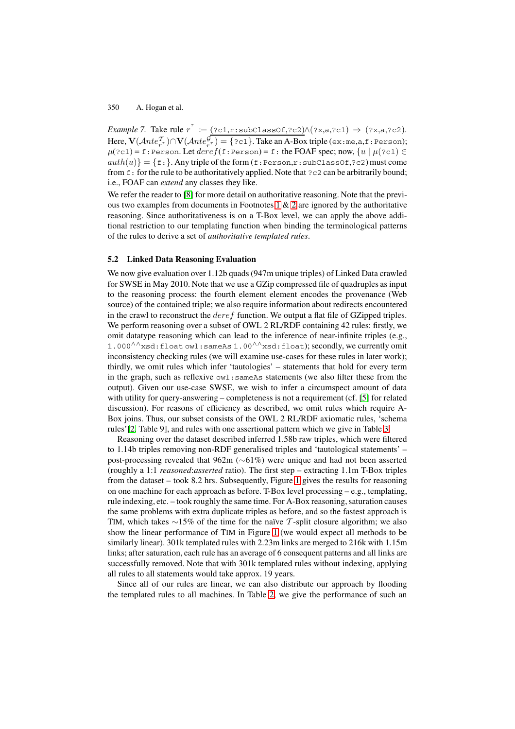*Example 7.* Take rule $r^{\tau} :=$ $\underline{(\texttt{?c1,r:subClassOf,?c2})}$$\wedge$(?x,a,?c1) $\Rightarrow$ (?x,a,?c2). Here, $\mathbf{V}(\mathcal{A}nte^{\mathcal{T}}_{r^{\tau}}) \cap \mathbf{V}(\mathcal{A}nte^{\mathcal{G}}_{r^{\tau}}) = \{\texttt{?c1}\}$. Take an A-Box triple (ex:me,a,f:Person); $\mu(\texttt{?c1})$ = f:Person. Let $deref$(f:Person) = f: the FOAF spec; now, $\{u \mid \mu(\texttt{?c1}) \in auth(u)\} = \{\texttt{f:}\}$. Any triple of the form (f:Person,r:subClassOf,?c2) must come from f: for the rule to be authoritatively applied. Note that ?c2 can be arbitrarily bound; i.e., FOAF can *extend* any classes they like.

We refer the reader to [8] for more detail on authoritative reasoning. Note that the previous two examples from documents in Footnotes 1 & 2 are ignored by the authoritative reasoning. Since authoritativeness is on a T-Box level, we can apply the above additional restriction to our templating function when binding the terminological patterns of the rules to derive a set of *authoritative templated rules*.

### 5.2 Linked Data Reasoning Evaluation

We now give evaluation over 1.12b quads (947m unique triples) of Linked Data crawled for SWSE in May 2010. Note that we use a GZip compressed file of quadruples as input to the reasoning process: the fourth element element encodes the provenance (Web source) of the contained triple; we also require information about redirects encountered in the crawl to reconstruct the $deref$ function. We output a flat file of GZipped triples. We perform reasoning over a subset of OWL 2 RL/RDF containing 42 rules: firstly, we omit datatype reasoning which can lead to the inference of near-infinite triples (e.g., 1.000^^xsd:float owl:sameAs 1.00^^xsd:float); secondly, we currently omit inconsistency checking rules (we will examine use-cases for these rules in later work); thirdly, we omit rules which infer 'tautologies' – statements that hold for every term in the graph, such as reflexive owl:sameAs statements (we also filter these from the output). Given our use-case SWSE, we wish to infer a circumspect amount of data with utility for query-answering – completeness is not a requirement (cf. [5] for related discussion). For reasons of efficiency as described, we omit rules which require A-Box joins. Thus, our subset consists of the OWL 2 RL/RDF axiomatic rules, 'schema rules'[2, Table 9], and rules with one assertional pattern which we give in Table 3.

Reasoning over the dataset described inferred 1.58b raw triples, which were filtered to 1.14b triples removing non-RDF generalised triples and 'tautological statements' – post-processing revealed that 962m (∼61%) were unique and had not been asserted (roughly a 1:1 *reasoned*:*asserted* ratio). The first step – extracting 1.1m T-Box triples from the dataset – took 8.2 hrs. Subsequently, Figure 1 gives the results for reasoning on one machine for each approach as before. T-Box level processing – e.g., templating, rule indexing, etc. – took roughly the same time. For A-Box reasoning, saturation causes the same problems with extra duplicate triples as before, and so the fastest approach is TIM, which takes ∼15% of the time for the naïve $\mathcal{T}$-split closure algorithm; we also show the linear performance of TIM in Figure 1 (we would expect all methods to be similarly linear). 301k templated rules with 2.23m links are merged to 216k with 1.15m links; after saturation, each rule has an average of 6 consequent patterns and all links are successfully removed. Note that with 301k templated rules without indexing, applying all rules to all statements would take approx. 19 years.

Since all of our rules are linear, we can also distribute our approach by flooding the templated rules to all machines. In Table 2, we give the performance of such an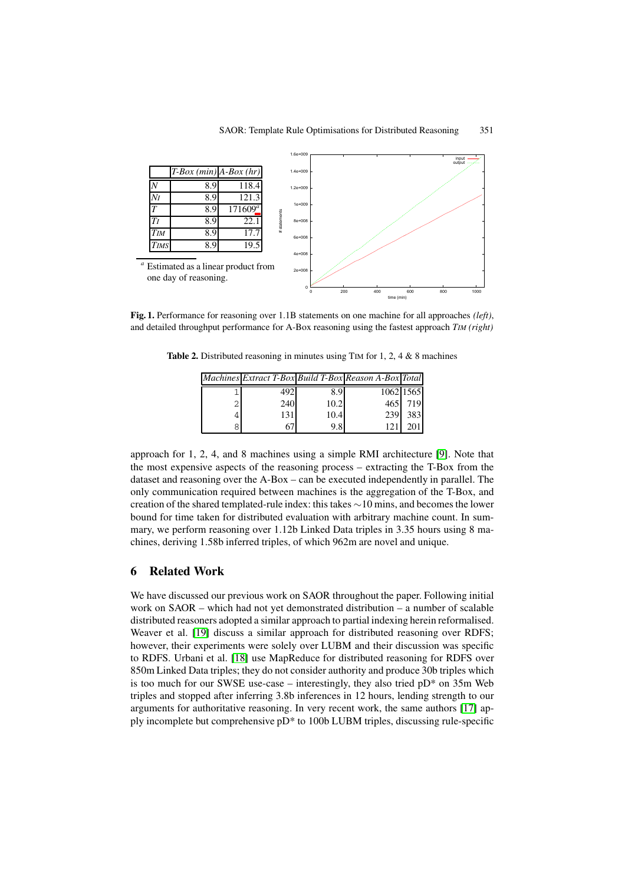|  | *T-Box (min)* | *A-Box (hr)* |
|---|---|---|
| *N* | 8.9 | 118.4 |
| *NI* | 8.9 | 121.3 |
| *T* | 8.9 | 171609[a] |
| *TI* | 8.9 | 22.1 |
| *TIM* | 8.9 | 17.7 |
| *TIMS* | 8.9 | 19.5 |

[a] Estimated as a linear product from one day of reasoning.

**Fig. 1.** Performance for reasoning over 1.1B statements on one machine for all approaches *(left)*, and detailed throughput performance for A-Box reasoning using the fastest approach *TIM (right)*

**Table 2.** Distributed reasoning in minutes using TIM for 1, 2, 4 & 8 machines

| *Machines* | *Extract T-Box* | *Build T-Box* | *Reason A-Box* | *Total* |
|---|---|---|---|---|
| 1 | 492 | 8.9 | 1062 | 1565 |
| 2 | 240 | 10.2 | 465 | 719 |
| 4 | 131 | 10.4 | 239 | 383 |
| 8 | 67 | 9.8 | 121 | 201 |

approach for 1, 2, 4, and 8 machines using a simple RMI architecture [9]. Note that the most expensive aspects of the reasoning process – extracting the T-Box from the dataset and reasoning over the A-Box – can be executed independently in parallel. The only communication required between machines is the aggregation of the T-Box, and creation of the shared templated-rule index: this takes ∼10 mins, and becomes the lower bound for time taken for distributed evaluation with arbitrary machine count. In summary, we perform reasoning over 1.12b Linked Data triples in 3.35 hours using 8 machines, deriving 1.58b inferred triples, of which 962m are novel and unique.

## 6 Related Work

We have discussed our previous work on SAOR throughout the paper. Following initial work on SAOR – which had not yet demonstrated distribution – a number of scalable distributed reasoners adopted a similar approach to partial indexing herein reformalised. Weaver et al. [19] discuss a similar approach for distributed reasoning over RDFS; however, their experiments were solely over LUBM and their discussion was specific to RDFS. Urbani et al. [18] use MapReduce for distributed reasoning for RDFS over 850m Linked Data triples; they do not consider authority and produce 30b triples which is too much for our SWSE use-case – interestingly, they also tried pD* on 35m Web triples and stopped after inferring 3.8b inferences in 12 hours, lending strength to our arguments for authoritative reasoning. In very recent work, the same authors [17] apply incomplete but comprehensive pD* to 100b LUBM triples, discussing rule-specific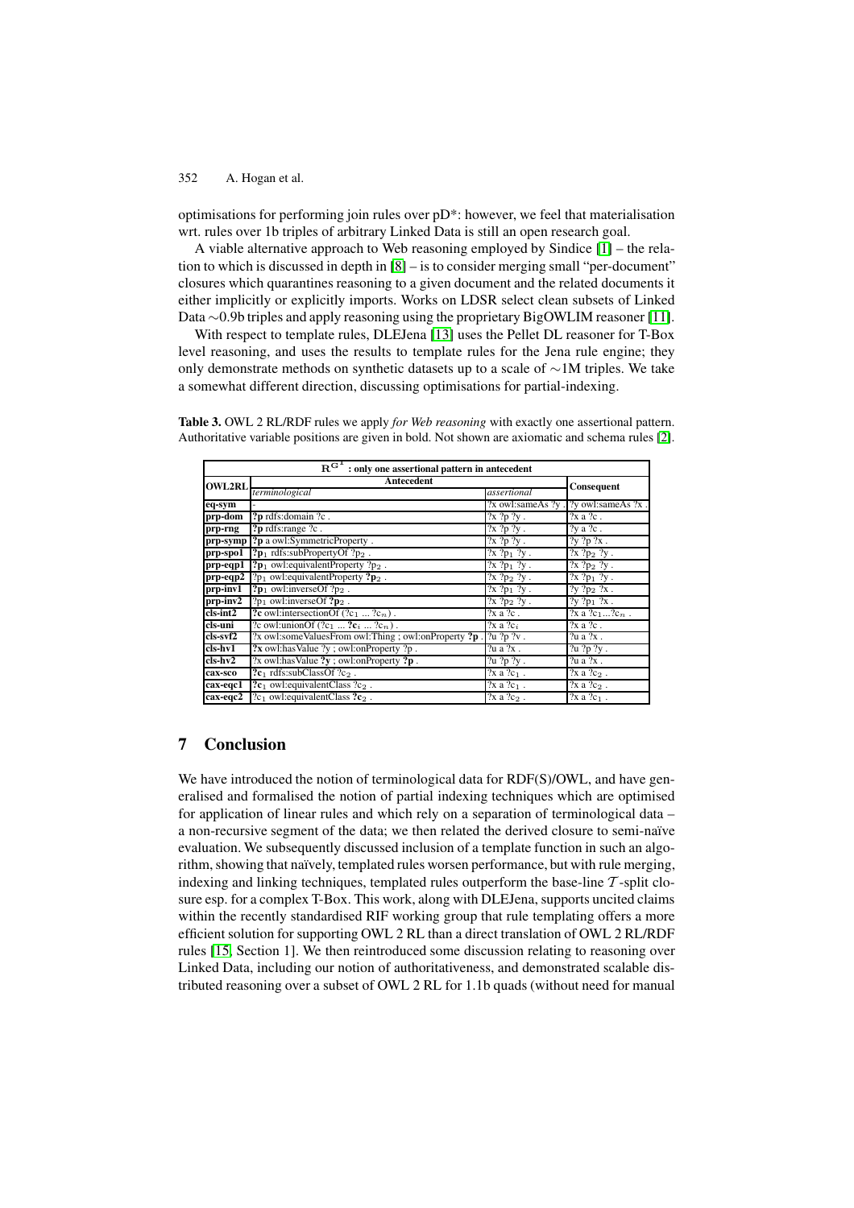optimisations for performing join rules over pD*: however, we feel that materialisation wrt. rules over 1b triples of arbitrary Linked Data is still an open research goal.

A viable alternative approach to Web reasoning employed by Sindice [1] – the relation to which is discussed in depth in [8] – is to consider merging small "per-document" closures which quarantines reasoning to a given document and the related documents it either implicitly or explicitly imports. Works on LDSR select clean subsets of Linked Data ∼0.9b triples and apply reasoning using the proprietary BigOWLIM reasoner [11].

With respect to template rules, DLEJena [13] uses the Pellet DL reasoner for T-Box level reasoning, and uses the results to template rules for the Jena rule engine; they only demonstrate methods on synthetic datasets up to a scale of ∼1M triples. We take a somewhat different direction, discussing optimisations for partial-indexing.

**Table 3.** OWL 2 RL/RDF rules we apply *for Web reasoning* with exactly one assertional pattern. Authoritative variable positions are given in bold. Not shown are axiomatic and schema rules [2].

| $R^{G^1}$ : only one assertional pattern in antecedent | | | |
|---|---|---|---|
| **OWL2RL** | **Antecedent** | | **Consequent** |
| | *terminological* | *assertional* | |
| **eq-sym** | - | ?x owl:sameAs ?y . | ?y owl:sameAs ?x . |
| **prp-dom** | **?p** rdfs:domain ?c . | ?x ?p ?y . | ?x a ?c . |
| **prp-rng** | **?p** rdfs:range ?c . | ?x ?p ?y . | ?y a ?c . |
| **prp-symp** | **?p** a owl:SymmetricProperty . | ?x ?p ?y . | ?y ?p ?x . |
| **prp-spo1** | **?p$_1$** rdfs:subPropertyOf ?p$_2$ . | ?x ?p$_1$ ?y . | ?x ?p$_2$ ?y . |
| **prp-eqp1** | **?p$_1$** owl:equivalentProperty ?p$_2$ . | ?x ?p$_1$ ?y . | ?x ?p$_2$ ?y . |
| **prp-eqp2** | ?p$_1$ owl:equivalentProperty **?p$_2$** . | ?x ?p$_2$ ?y . | ?x ?p$_1$ ?y . |
| **prp-inv1** | **?p$_1$** owl:inverseOf ?p$_2$ . | ?x ?p$_1$ ?y . | ?y ?p$_2$ ?x . |
| **prp-inv2** | ?p$_1$ owl:inverseOf **?p$_2$** . | ?x ?p$_2$ ?y . | ?y ?p$_1$ ?x . |
| **cls-int2** | **?c** owl:intersectionOf (?c$_1$ ... ?c$_n$) . | ?x a ?c . | ?x a ?c$_1$...?c$_n$ . |
| **cls-uni** | ?c owl:unionOf (?c$_1$ ... **?c$_i$** ... ?c$_n$) . | ?x a ?c$_i$ | ?x a ?c . |
| **cls-svf2** | ?x owl:someValuesFrom owl:Thing ; owl:onProperty **?p** . | ?u ?p ?v . | ?u a ?x . |
| **cls-hv1** | **?x** owl:hasValue ?y ; owl:onProperty ?p . | ?u a ?x . | ?u ?p ?y . |
| **cls-hv2** | ?x owl:hasValue **?y** ; owl:onProperty **?p** . | ?u ?p ?y . | ?u a ?x . |
| **cax-sco** | **?c$_1$** rdfs:subClassOf ?c$_2$ . | ?x a ?c$_1$ . | ?x a ?c$_2$ . |
| **cax-eqc1** | **?c$_1$** owl:equivalentClass ?c$_2$ . | ?x a ?c$_1$ . | ?x a ?c$_2$ . |
| **cax-eqc2** | ?c$_1$ owl:equivalentClass **?c$_2$** . | ?x a ?c$_2$ . | ?x a ?c$_1$ . |

## 7 Conclusion

We have introduced the notion of terminological data for RDF(S)/OWL, and have generalised and formalised the notion of partial indexing techniques which are optimised for application of linear rules and which rely on a separation of terminological data – a non-recursive segment of the data; we then related the derived closure to semi-naïve evaluation. We subsequently discussed inclusion of a template function in such an algorithm, showing that naïvely, templated rules worsen performance, but with rule merging, indexing and linking techniques, templated rules outperform the base-line $\mathcal{T}$-split closure esp. for a complex T-Box. This work, along with DLEJena, supports uncited claims within the recently standardised RIF working group that rule templating offers a more efficient solution for supporting OWL 2 RL than a direct translation of OWL 2 RL/RDF rules [15, Section 1]. We then reintroduced some discussion relating to reasoning over Linked Data, including our notion of authoritativeness, and demonstrated scalable distributed reasoning over a subset of OWL 2 RL for 1.1b quads (without need for manual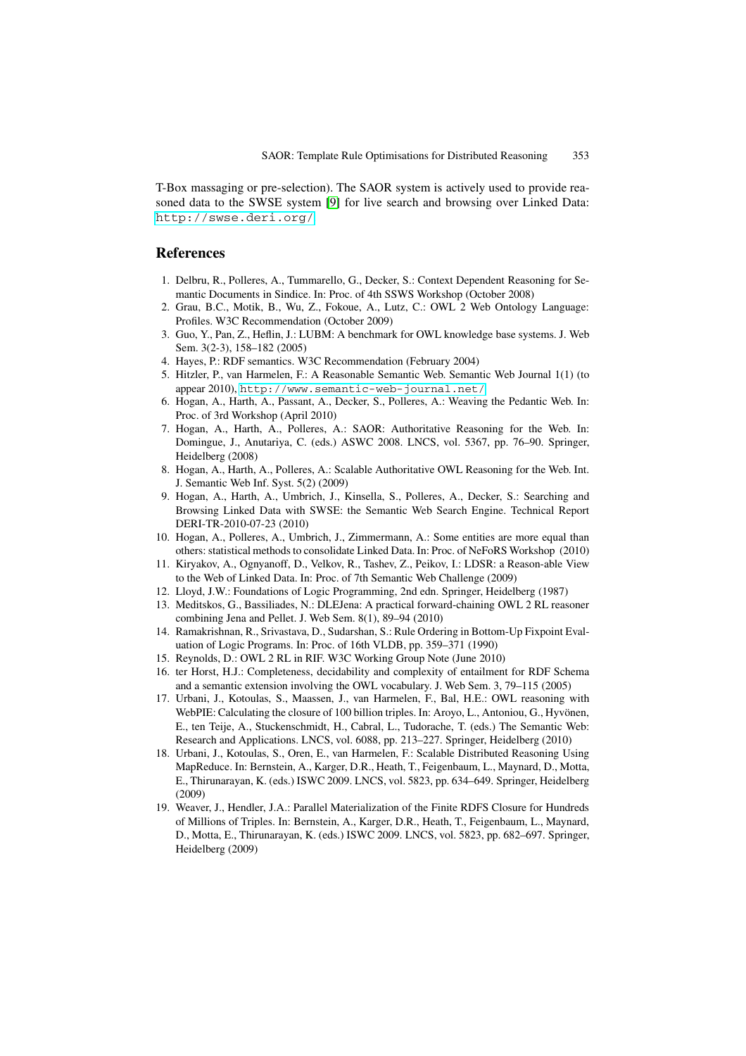T-Box massaging or pre-selection). The SAOR system is actively used to provide reasoned data to the SWSE system [9] for live search and browsing over Linked Data: http://swse.deri.org/

## References

1. Delbru, R., Polleres, A., Tummarello, G., Decker, S.: Context Dependent Reasoning for Semantic Documents in Sindice. In: Proc. of 4th SSWS Workshop (October 2008)
2. Grau, B.C., Motik, B., Wu, Z., Fokoue, A., Lutz, C.: OWL 2 Web Ontology Language: Profiles. W3C Recommendation (October 2009)
3. Guo, Y., Pan, Z., Heflin, J.: LUBM: A benchmark for OWL knowledge base systems. J. Web Sem. 3(2-3), 158–182 (2005)
4. Hayes, P.: RDF semantics. W3C Recommendation (February 2004)
5. Hitzler, P., van Harmelen, F.: A Reasonable Semantic Web. Semantic Web Journal 1(1) (to appear 2010), http://www.semantic-web-journal.net/
6. Hogan, A., Harth, A., Passant, A., Decker, S., Polleres, A.: Weaving the Pedantic Web. In: Proc. of 3rd Workshop (April 2010)
7. Hogan, A., Harth, A., Polleres, A.: SAOR: Authoritative Reasoning for the Web. In: Domingue, J., Anutariya, C. (eds.) ASWC 2008. LNCS, vol. 5367, pp. 76–90. Springer, Heidelberg (2008)
8. Hogan, A., Harth, A., Polleres, A.: Scalable Authoritative OWL Reasoning for the Web. Int. J. Semantic Web Inf. Syst. 5(2) (2009)
9. Hogan, A., Harth, A., Umbrich, J., Kinsella, S., Polleres, A., Decker, S.: Searching and Browsing Linked Data with SWSE: the Semantic Web Search Engine. Technical Report DERI-TR-2010-07-23 (2010)
10. Hogan, A., Polleres, A., Umbrich, J., Zimmermann, A.: Some entities are more equal than others: statistical methods to consolidate Linked Data. In: Proc. of NeFoRS Workshop (2010)
11. Kiryakov, A., Ognyanoff, D., Velkov, R., Tashev, Z., Peikov, I.: LDSR: a Reason-able View to the Web of Linked Data. In: Proc. of 7th Semantic Web Challenge (2009)
12. Lloyd, J.W.: Foundations of Logic Programming, 2nd edn. Springer, Heidelberg (1987)
13. Meditskos, G., Bassiliades, N.: DLEJena: A practical forward-chaining OWL 2 RL reasoner combining Jena and Pellet. J. Web Sem. 8(1), 89–94 (2010)
14. Ramakrishnan, R., Srivastava, D., Sudarshan, S.: Rule Ordering in Bottom-Up Fixpoint Evaluation of Logic Programs. In: Proc. of 16th VLDB, pp. 359–371 (1990)
15. Reynolds, D.: OWL 2 RL in RIF. W3C Working Group Note (June 2010)
16. ter Horst, H.J.: Completeness, decidability and complexity of entailment for RDF Schema and a semantic extension involving the OWL vocabulary. J. Web Sem. 3, 79–115 (2005)
17. Urbani, J., Kotoulas, S., Maassen, J., van Harmelen, F., Bal, H.E.: OWL reasoning with WebPIE: Calculating the closure of 100 billion triples. In: Aroyo, L., Antoniou, G., Hyvönen, E., ten Teije, A., Stuckenschmidt, H., Cabral, L., Tudorache, T. (eds.) The Semantic Web: Research and Applications. LNCS, vol. 6088, pp. 213–227. Springer, Heidelberg (2010)
18. Urbani, J., Kotoulas, S., Oren, E., van Harmelen, F.: Scalable Distributed Reasoning Using MapReduce. In: Bernstein, A., Karger, D.R., Heath, T., Feigenbaum, L., Maynard, D., Motta, E., Thirunarayan, K. (eds.) ISWC 2009. LNCS, vol. 5823, pp. 634–649. Springer, Heidelberg (2009)
19. Weaver, J., Hendler, J.A.: Parallel Materialization of the Finite RDFS Closure for Hundreds of Millions of Triples. In: Bernstein, A., Karger, D.R., Heath, T., Feigenbaum, L., Maynard, D., Motta, E., Thirunarayan, K. (eds.) ISWC 2009. LNCS, vol. 5823, pp. 682–697. Springer, Heidelberg (2009)